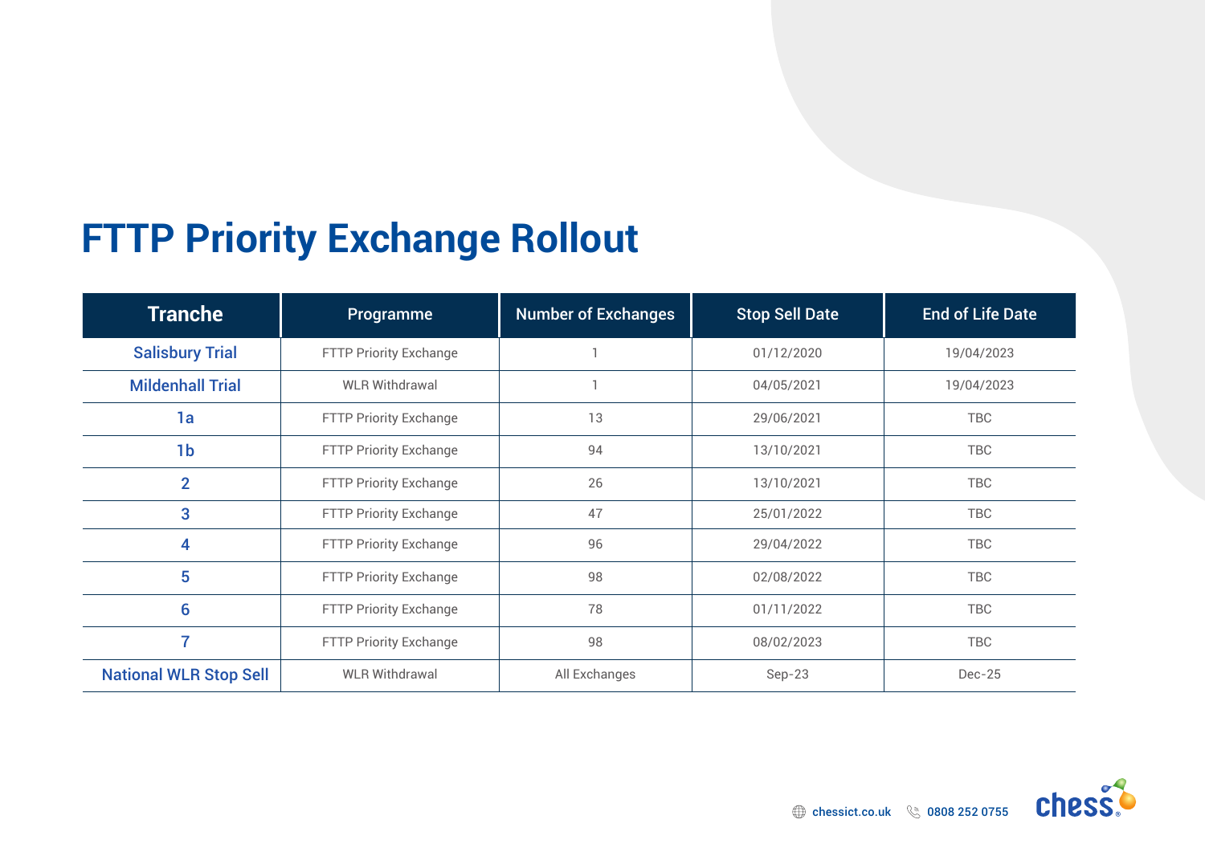# FTTP Priority Exchange Rollout

| Tranche | Programme | Number of Exchanges | Stop Sell Date | End of Life Date |
|---|---|---|---|---|
| Salisbury Trial | FTTP Priority Exchange | 1 | 01/12/2020 | 19/04/2023 |
| Mildenhall Trial | WLR Withdrawal | 1 | 04/05/2021 | 19/04/2023 |
| 1a | FTTP Priority Exchange | 13 | 29/06/2021 | TBC |
| 1b | FTTP Priority Exchange | 94 | 13/10/2021 | TBC |
| 2 | FTTP Priority Exchange | 26 | 13/10/2021 | TBC |
| 3 | FTTP Priority Exchange | 47 | 25/01/2022 | TBC |
| 4 | FTTP Priority Exchange | 96 | 29/04/2022 | TBC |
| 5 | FTTP Priority Exchange | 98 | 02/08/2022 | TBC |
| 6 | FTTP Priority Exchange | 78 | 01/11/2022 | TBC |
| 7 | FTTP Priority Exchange | 98 | 08/02/2023 | TBC |
| National WLR Stop Sell | WLR Withdrawal | All Exchanges | Sep-23 | Dec-25 |

chessict.co.uk 0808 252 0755 chess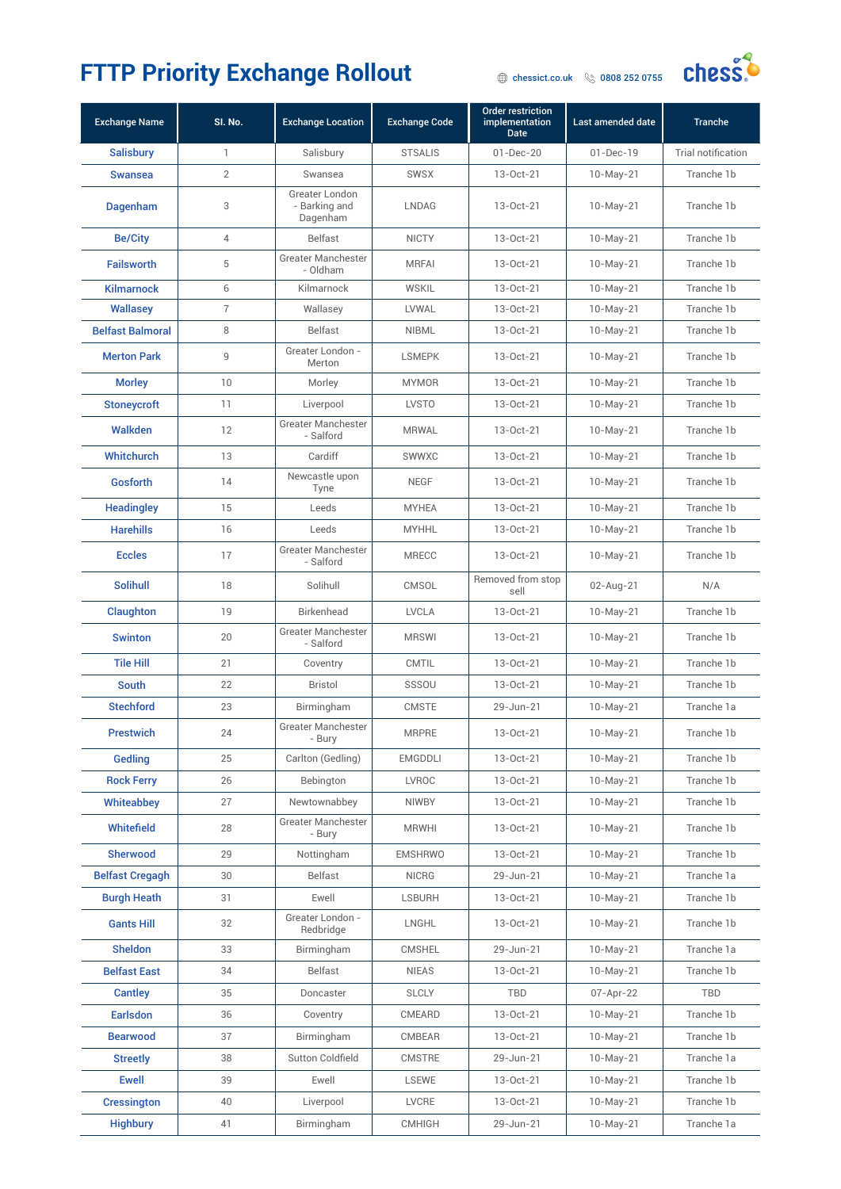# FTTP Priority Exchange Rollout

chessict.co.uk 0808 252 0755

| Exchange Name | Sl. No. | Exchange Location | Exchange Code | Order restriction implementation Date | Last amended date | Tranche |
|---|---|---|---|---|---|---|
| Salisbury | 1 | Salisbury | STSALIS | 01-Dec-20 | 01-Dec-19 | Trial notification |
| Swansea | 2 | Swansea | SWSX | 13-Oct-21 | 10-May-21 | Tranche 1b |
| Dagenham | 3 | Greater London - Barking and Dagenham | LNDAG | 13-Oct-21 | 10-May-21 | Tranche 1b |
| Be/City | 4 | Belfast | NICTY | 13-Oct-21 | 10-May-21 | Tranche 1b |
| Failsworth | 5 | Greater Manchester - Oldham | MRFAI | 13-Oct-21 | 10-May-21 | Tranche 1b |
| Kilmarnock | 6 | Kilmarnock | WSKIL | 13-Oct-21 | 10-May-21 | Tranche 1b |
| Wallasey | 7 | Wallasey | LVWAL | 13-Oct-21 | 10-May-21 | Tranche 1b |
| Belfast Balmoral | 8 | Belfast | NIBML | 13-Oct-21 | 10-May-21 | Tranche 1b |
| Merton Park | 9 | Greater London - Merton | LSMEPK | 13-Oct-21 | 10-May-21 | Tranche 1b |
| Morley | 10 | Morley | MYMOR | 13-Oct-21 | 10-May-21 | Tranche 1b |
| Stoneycroft | 11 | Liverpool | LVSTO | 13-Oct-21 | 10-May-21 | Tranche 1b |
| Walkden | 12 | Greater Manchester - Salford | MRWAL | 13-Oct-21 | 10-May-21 | Tranche 1b |
| Whitchurch | 13 | Cardiff | SWWXC | 13-Oct-21 | 10-May-21 | Tranche 1b |
| Gosforth | 14 | Newcastle upon Tyne | NEGF | 13-Oct-21 | 10-May-21 | Tranche 1b |
| Headingley | 15 | Leeds | MYHEA | 13-Oct-21 | 10-May-21 | Tranche 1b |
| Harehills | 16 | Leeds | MYHHL | 13-Oct-21 | 10-May-21 | Tranche 1b |
| Eccles | 17 | Greater Manchester - Salford | MRECC | 13-Oct-21 | 10-May-21 | Tranche 1b |
| Solihull | 18 | Solihull | CMSOL | Removed from stop sell | 02-Aug-21 | N/A |
| Claughton | 19 | Birkenhead | LVCLA | 13-Oct-21 | 10-May-21 | Tranche 1b |
| Swinton | 20 | Greater Manchester - Salford | MRSWI | 13-Oct-21 | 10-May-21 | Tranche 1b |
| Tile Hill | 21 | Coventry | CMTIL | 13-Oct-21 | 10-May-21 | Tranche 1b |
| South | 22 | Bristol | SSSOU | 13-Oct-21 | 10-May-21 | Tranche 1b |
| Stechford | 23 | Birmingham | CMSTE | 29-Jun-21 | 10-May-21 | Tranche 1a |
| Prestwich | 24 | Greater Manchester - Bury | MRPRE | 13-Oct-21 | 10-May-21 | Tranche 1b |
| Gedling | 25 | Carlton (Gedling) | EMGDDLI | 13-Oct-21 | 10-May-21 | Tranche 1b |
| Rock Ferry | 26 | Bebington | LVROC | 13-Oct-21 | 10-May-21 | Tranche 1b |
| Whiteabbey | 27 | Newtownabbey | NIWBY | 13-Oct-21 | 10-May-21 | Tranche 1b |
| Whitefield | 28 | Greater Manchester - Bury | MRWHI | 13-Oct-21 | 10-May-21 | Tranche 1b |
| Sherwood | 29 | Nottingham | EMSHRWO | 13-Oct-21 | 10-May-21 | Tranche 1b |
| Belfast Cregagh | 30 | Belfast | NICRG | 29-Jun-21 | 10-May-21 | Tranche 1a |
| Burgh Heath | 31 | Ewell | LSBURH | 13-Oct-21 | 10-May-21 | Tranche 1b |
| Gants Hill | 32 | Greater London - Redbridge | LNGHL | 13-Oct-21 | 10-May-21 | Tranche 1b |
| Sheldon | 33 | Birmingham | CMSHEL | 29-Jun-21 | 10-May-21 | Tranche 1a |
| Belfast East | 34 | Belfast | NIEAS | 13-Oct-21 | 10-May-21 | Tranche 1b |
| Cantley | 35 | Doncaster | SLCLY | TBD | 07-Apr-22 | TBD |
| Earlsdon | 36 | Coventry | CMEARD | 13-Oct-21 | 10-May-21 | Tranche 1b |
| Bearwood | 37 | Birmingham | CMBEAR | 13-Oct-21 | 10-May-21 | Tranche 1b |
| Streetly | 38 | Sutton Coldfield | CMSTRE | 29-Jun-21 | 10-May-21 | Tranche 1a |
| Ewell | 39 | Ewell | LSEWE | 13-Oct-21 | 10-May-21 | Tranche 1b |
| Cressington | 40 | Liverpool | LVCRE | 13-Oct-21 | 10-May-21 | Tranche 1b |
| Highbury | 41 | Birmingham | CMHIGH | 29-Jun-21 | 10-May-21 | Tranche 1a |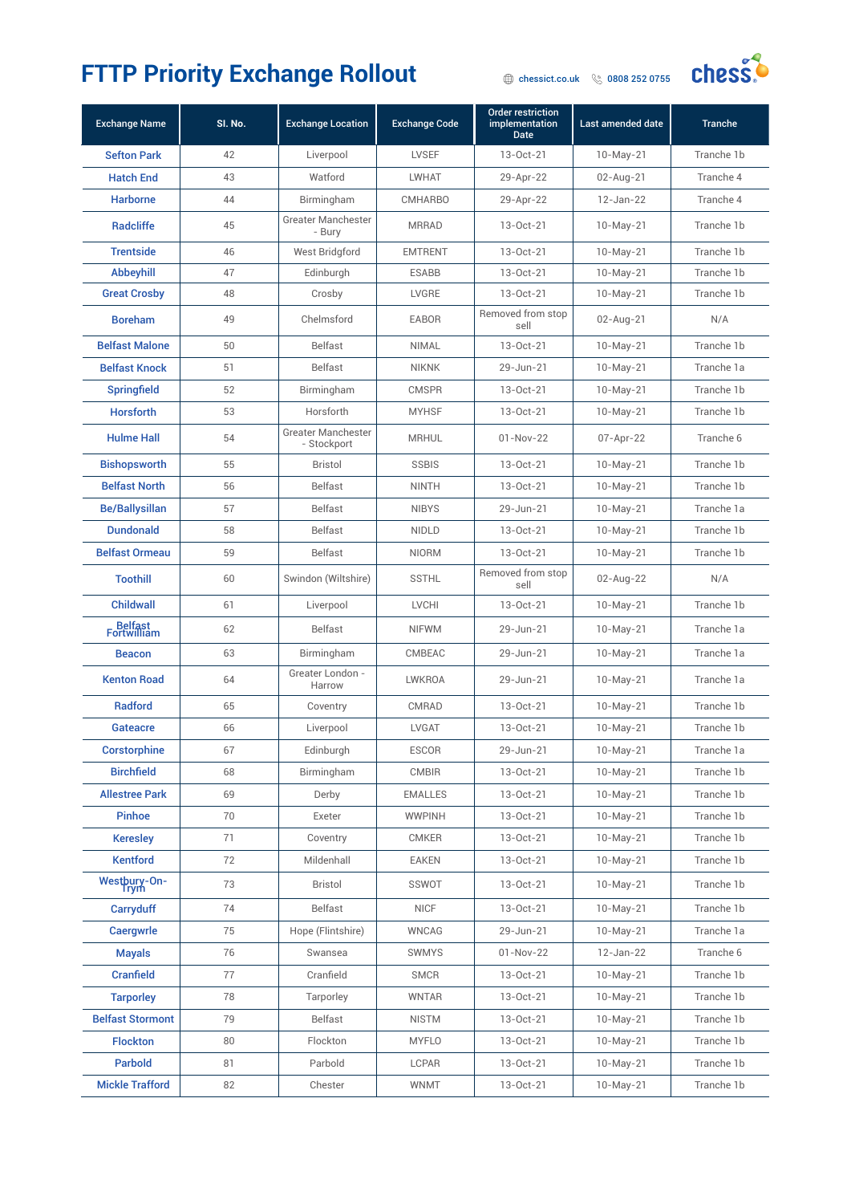# FTTP Priority Exchange Rollout

chessict.co.uk 0808 252 0755

| Exchange Name | Sl. No. | Exchange Location | Exchange Code | Order restriction implementation Date | Last amended date | Tranche |
|---|---|---|---|---|---|---|
| Sefton Park | 42 | Liverpool | LVSEF | 13-Oct-21 | 10-May-21 | Tranche 1b |
| Hatch End | 43 | Watford | LWHAT | 29-Apr-22 | 02-Aug-21 | Tranche 4 |
| Harborne | 44 | Birmingham | CMHARBO | 29-Apr-22 | 12-Jan-22 | Tranche 4 |
| Radcliffe | 45 | Greater Manchester - Bury | MRRAD | 13-Oct-21 | 10-May-21 | Tranche 1b |
| Trentside | 46 | West Bridgford | EMTRENT | 13-Oct-21 | 10-May-21 | Tranche 1b |
| Abbeyhill | 47 | Edinburgh | ESABB | 13-Oct-21 | 10-May-21 | Tranche 1b |
| Great Crosby | 48 | Crosby | LVGRE | 13-Oct-21 | 10-May-21 | Tranche 1b |
| Boreham | 49 | Chelmsford | EABOR | Removed from stop sell | 02-Aug-21 | N/A |
| Belfast Malone | 50 | Belfast | NIMAL | 13-Oct-21 | 10-May-21 | Tranche 1b |
| Belfast Knock | 51 | Belfast | NIKNK | 29-Jun-21 | 10-May-21 | Tranche 1a |
| Springfield | 52 | Birmingham | CMSPR | 13-Oct-21 | 10-May-21 | Tranche 1b |
| Horsforth | 53 | Horsforth | MYHSF | 13-Oct-21 | 10-May-21 | Tranche 1b |
| Hulme Hall | 54 | Greater Manchester - Stockport | MRHUL | 01-Nov-22 | 07-Apr-22 | Tranche 6 |
| Bishopsworth | 55 | Bristol | SSBIS | 13-Oct-21 | 10-May-21 | Tranche 1b |
| Belfast North | 56 | Belfast | NINTH | 13-Oct-21 | 10-May-21 | Tranche 1b |
| Be/Ballysillan | 57 | Belfast | NIBYS | 29-Jun-21 | 10-May-21 | Tranche 1a |
| Dundonald | 58 | Belfast | NIDLD | 13-Oct-21 | 10-May-21 | Tranche 1b |
| Belfast Ormeau | 59 | Belfast | NIORM | 13-Oct-21 | 10-May-21 | Tranche 1b |
| Toothill | 60 | Swindon (Wiltshire) | SSTHL | Removed from stop sell | 02-Aug-22 | N/A |
| Childwall | 61 | Liverpool | LVCHI | 13-Oct-21 | 10-May-21 | Tranche 1b |
| Belfast Fortwilliam | 62 | Belfast | NIFWM | 29-Jun-21 | 10-May-21 | Tranche 1a |
| Beacon | 63 | Birmingham | CMBEAC | 29-Jun-21 | 10-May-21 | Tranche 1a |
| Kenton Road | 64 | Greater London - Harrow | LWKROA | 29-Jun-21 | 10-May-21 | Tranche 1a |
| Radford | 65 | Coventry | CMRAD | 13-Oct-21 | 10-May-21 | Tranche 1b |
| Gateacre | 66 | Liverpool | LVGAT | 13-Oct-21 | 10-May-21 | Tranche 1b |
| Corstorphine | 67 | Edinburgh | ESCOR | 29-Jun-21 | 10-May-21 | Tranche 1a |
| Birchfield | 68 | Birmingham | CMBIR | 13-Oct-21 | 10-May-21 | Tranche 1b |
| Allestree Park | 69 | Derby | EMALLES | 13-Oct-21 | 10-May-21 | Tranche 1b |
| Pinhoe | 70 | Exeter | WWPINH | 13-Oct-21 | 10-May-21 | Tranche 1b |
| Keresley | 71 | Coventry | CMKER | 13-Oct-21 | 10-May-21 | Tranche 1b |
| Kentford | 72 | Mildenhall | EAKEN | 13-Oct-21 | 10-May-21 | Tranche 1b |
| Westbury-On-Trym | 73 | Bristol | SSWOT | 13-Oct-21 | 10-May-21 | Tranche 1b |
| Carryduff | 74 | Belfast | NICF | 13-Oct-21 | 10-May-21 | Tranche 1b |
| Caergwrle | 75 | Hope (Flintshire) | WNCAG | 29-Jun-21 | 10-May-21 | Tranche 1a |
| Mayals | 76 | Swansea | SWMYS | 01-Nov-22 | 12-Jan-22 | Tranche 6 |
| Cranfield | 77 | Cranfield | SMCR | 13-Oct-21 | 10-May-21 | Tranche 1b |
| Tarporley | 78 | Tarporley | WNTAR | 13-Oct-21 | 10-May-21 | Tranche 1b |
| Belfast Stormont | 79 | Belfast | NISTM | 13-Oct-21 | 10-May-21 | Tranche 1b |
| Flockton | 80 | Flockton | MYFLO | 13-Oct-21 | 10-May-21 | Tranche 1b |
| Parbold | 81 | Parbold | LCPAR | 13-Oct-21 | 10-May-21 | Tranche 1b |
| Mickle Trafford | 82 | Chester | WNMT | 13-Oct-21 | 10-May-21 | Tranche 1b |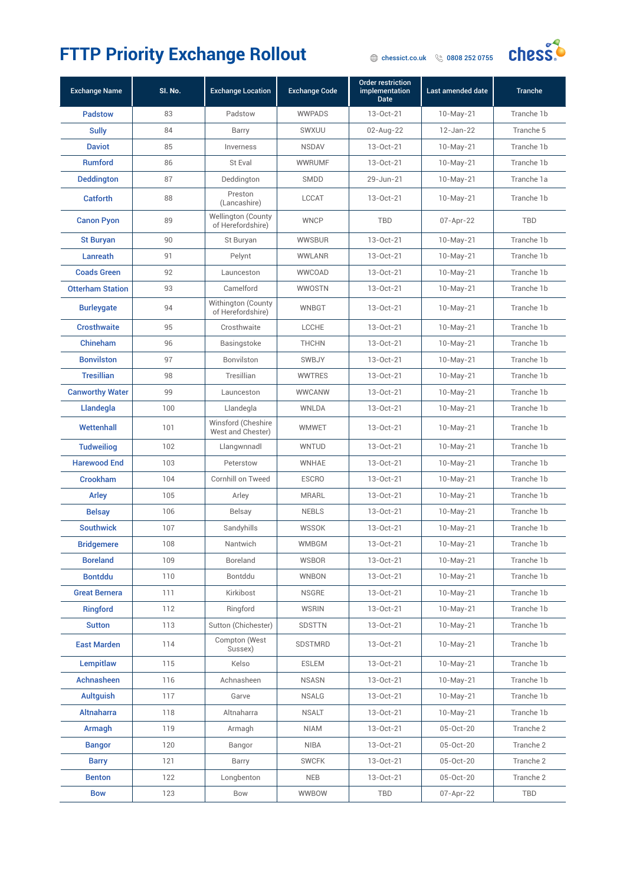# FTTP Priority Exchange Rollout

chessict.co.uk 0808 252 0755

| Exchange Name | Sl. No. | Exchange Location | Exchange Code | Order restriction implementation Date | Last amended date | Tranche |
|---|---|---|---|---|---|---|
| Padstow | 83 | Padstow | WWPADS | 13-Oct-21 | 10-May-21 | Tranche 1b |
| Sully | 84 | Barry | SWXUU | 02-Aug-22 | 12-Jan-22 | Tranche 5 |
| Daviot | 85 | Inverness | NSDAV | 13-Oct-21 | 10-May-21 | Tranche 1b |
| Rumford | 86 | St Eval | WWRUMF | 13-Oct-21 | 10-May-21 | Tranche 1b |
| Deddington | 87 | Deddington | SMDD | 29-Jun-21 | 10-May-21 | Tranche 1a |
| Catforth | 88 | Preston (Lancashire) | LCCAT | 13-Oct-21 | 10-May-21 | Tranche 1b |
| Canon Pyon | 89 | Wellington (County of Herefordshire) | WNCP | TBD | 07-Apr-22 | TBD |
| St Buryan | 90 | St Buryan | WWSBUR | 13-Oct-21 | 10-May-21 | Tranche 1b |
| Lanreath | 91 | Pelynt | WWLANR | 13-Oct-21 | 10-May-21 | Tranche 1b |
| Coads Green | 92 | Launceston | WWCOAD | 13-Oct-21 | 10-May-21 | Tranche 1b |
| Otterham Station | 93 | Camelford | WWOSTN | 13-Oct-21 | 10-May-21 | Tranche 1b |
| Burleygate | 94 | Withington (County of Herefordshire) | WNBGT | 13-Oct-21 | 10-May-21 | Tranche 1b |
| Crosthwaite | 95 | Crosthwaite | LCCHE | 13-Oct-21 | 10-May-21 | Tranche 1b |
| Chineham | 96 | Basingstoke | THCHN | 13-Oct-21 | 10-May-21 | Tranche 1b |
| Bonvilston | 97 | Bonvilston | SWBJY | 13-Oct-21 | 10-May-21 | Tranche 1b |
| Tresillian | 98 | Tresillian | WWTRES | 13-Oct-21 | 10-May-21 | Tranche 1b |
| Canworthy Water | 99 | Launceston | WWCANW | 13-Oct-21 | 10-May-21 | Tranche 1b |
| Llandegla | 100 | Llandegla | WNLDA | 13-Oct-21 | 10-May-21 | Tranche 1b |
| Wettenhall | 101 | Winsford (Cheshire West and Chester) | WMWET | 13-Oct-21 | 10-May-21 | Tranche 1b |
| Tudweiliog | 102 | Llangwnnadl | WNTUD | 13-Oct-21 | 10-May-21 | Tranche 1b |
| Harewood End | 103 | Peterstow | WNHAE | 13-Oct-21 | 10-May-21 | Tranche 1b |
| Crookham | 104 | Cornhill on Tweed | ESCRO | 13-Oct-21 | 10-May-21 | Tranche 1b |
| Arley | 105 | Arley | MRARL | 13-Oct-21 | 10-May-21 | Tranche 1b |
| Belsay | 106 | Belsay | NEBLS | 13-Oct-21 | 10-May-21 | Tranche 1b |
| Southwick | 107 | Sandyhills | WSSOK | 13-Oct-21 | 10-May-21 | Tranche 1b |
| Bridgemere | 108 | Nantwich | WMBGM | 13-Oct-21 | 10-May-21 | Tranche 1b |
| Boreland | 109 | Boreland | WSBOR | 13-Oct-21 | 10-May-21 | Tranche 1b |
| Bontddu | 110 | Bontddu | WNBON | 13-Oct-21 | 10-May-21 | Tranche 1b |
| Great Bernera | 111 | Kirkibost | NSGRE | 13-Oct-21 | 10-May-21 | Tranche 1b |
| Ringford | 112 | Ringford | WSRIN | 13-Oct-21 | 10-May-21 | Tranche 1b |
| Sutton | 113 | Sutton (Chichester) | SDSTTN | 13-Oct-21 | 10-May-21 | Tranche 1b |
| East Marden | 114 | Compton (West Sussex) | SDSTMRD | 13-Oct-21 | 10-May-21 | Tranche 1b |
| Lempitlaw | 115 | Kelso | ESLEM | 13-Oct-21 | 10-May-21 | Tranche 1b |
| Achnasheen | 116 | Achnasheen | NSASN | 13-Oct-21 | 10-May-21 | Tranche 1b |
| Aultguish | 117 | Garve | NSALG | 13-Oct-21 | 10-May-21 | Tranche 1b |
| Altnaharra | 118 | Altnaharra | NSALT | 13-Oct-21 | 10-May-21 | Tranche 1b |
| Armagh | 119 | Armagh | NIAM | 13-Oct-21 | 05-Oct-20 | Tranche 2 |
| Bangor | 120 | Bangor | NIBA | 13-Oct-21 | 05-Oct-20 | Tranche 2 |
| Barry | 121 | Barry | SWCFK | 13-Oct-21 | 05-Oct-20 | Tranche 2 |
| Benton | 122 | Longbenton | NEB | 13-Oct-21 | 05-Oct-20 | Tranche 2 |
| Bow | 123 | Bow | WWBOW | TBD | 07-Apr-22 | TBD |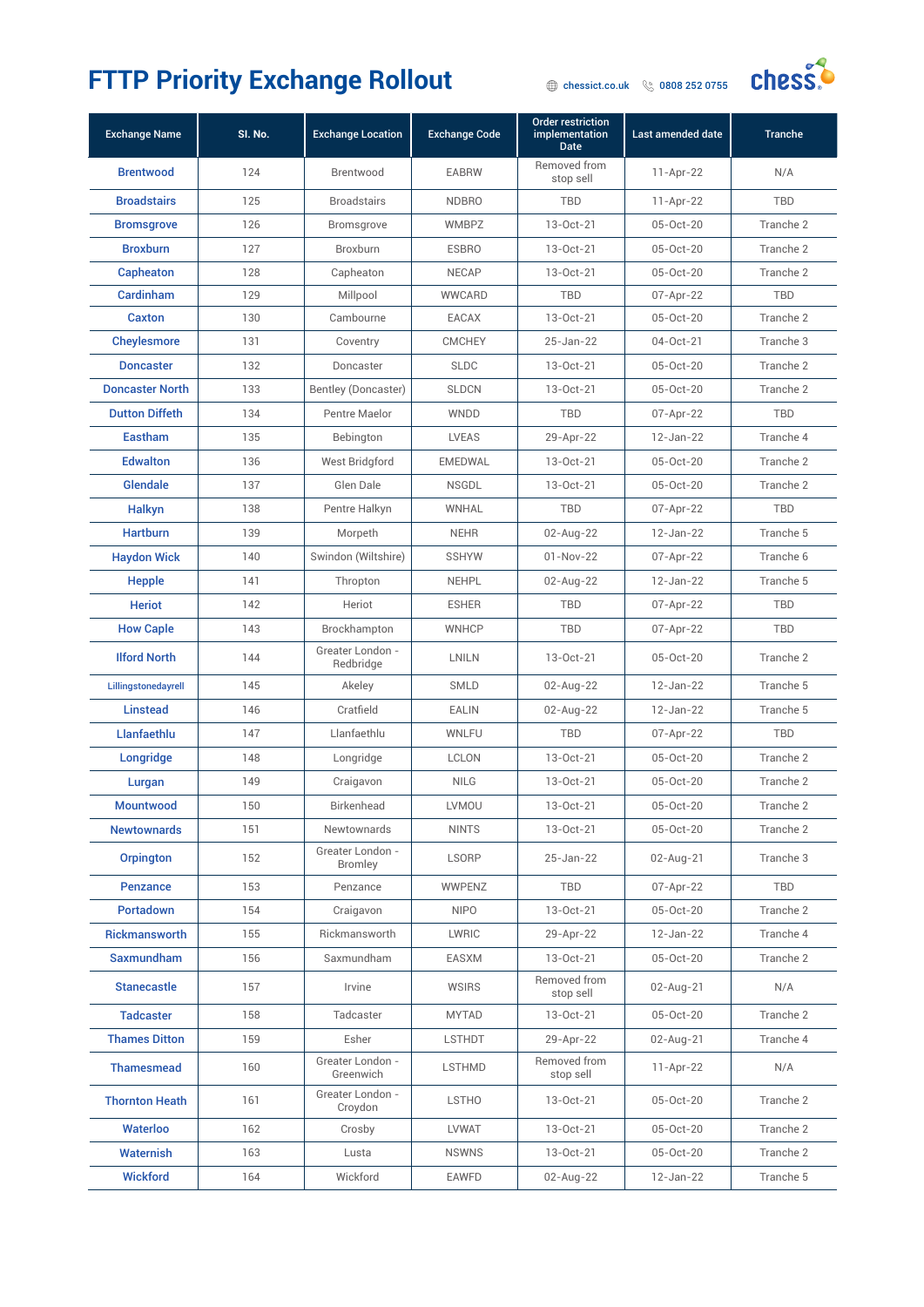# FTTP Priority Exchange Rollout

chessict.co.uk 0808 252 0755

| Exchange Name | Sl. No. | Exchange Location | Exchange Code | Order restriction implementation Date | Last amended date | Tranche |
|---|---|---|---|---|---|---|
| Brentwood | 124 | Brentwood | EABRW | Removed from stop sell | 11-Apr-22 | N/A |
| Broadstairs | 125 | Broadstairs | NDBRO | TBD | 11-Apr-22 | TBD |
| Bromsgrove | 126 | Bromsgrove | WMBPZ | 13-Oct-21 | 05-Oct-20 | Tranche 2 |
| Broxburn | 127 | Broxburn | ESBRO | 13-Oct-21 | 05-Oct-20 | Tranche 2 |
| Capheaton | 128 | Capheaton | NECAP | 13-Oct-21 | 05-Oct-20 | Tranche 2 |
| Cardinham | 129 | Millpool | WWCARD | TBD | 07-Apr-22 | TBD |
| Caxton | 130 | Cambourne | EACAX | 13-Oct-21 | 05-Oct-20 | Tranche 2 |
| Cheylesmore | 131 | Coventry | CMCHEY | 25-Jan-22 | 04-Oct-21 | Tranche 3 |
| Doncaster | 132 | Doncaster | SLDC | 13-Oct-21 | 05-Oct-20 | Tranche 2 |
| Doncaster North | 133 | Bentley (Doncaster) | SLDCN | 13-Oct-21 | 05-Oct-20 | Tranche 2 |
| Dutton Diffeth | 134 | Pentre Maelor | WNDD | TBD | 07-Apr-22 | TBD |
| Eastham | 135 | Bebington | LVEAS | 29-Apr-22 | 12-Jan-22 | Tranche 4 |
| Edwalton | 136 | West Bridgford | EMEDWAL | 13-Oct-21 | 05-Oct-20 | Tranche 2 |
| Glendale | 137 | Glen Dale | NSGDL | 13-Oct-21 | 05-Oct-20 | Tranche 2 |
| Halkyn | 138 | Pentre Halkyn | WNHAL | TBD | 07-Apr-22 | TBD |
| Hartburn | 139 | Morpeth | NEHR | 02-Aug-22 | 12-Jan-22 | Tranche 5 |
| Haydon Wick | 140 | Swindon (Wiltshire) | SSHYW | 01-Nov-22 | 07-Apr-22 | Tranche 6 |
| Hepple | 141 | Thropton | NEHPL | 02-Aug-22 | 12-Jan-22 | Tranche 5 |
| Heriot | 142 | Heriot | ESHER | TBD | 07-Apr-22 | TBD |
| How Caple | 143 | Brockhampton | WNHCP | TBD | 07-Apr-22 | TBD |
| Ilford North | 144 | Greater London - Redbridge | LNILN | 13-Oct-21 | 05-Oct-20 | Tranche 2 |
| Lillingstonedayrell | 145 | Akeley | SMLD | 02-Aug-22 | 12-Jan-22 | Tranche 5 |
| Linstead | 146 | Cratfield | EALIN | 02-Aug-22 | 12-Jan-22 | Tranche 5 |
| Llanfaethlu | 147 | Llanfaethlu | WNLFU | TBD | 07-Apr-22 | TBD |
| Longridge | 148 | Longridge | LCLON | 13-Oct-21 | 05-Oct-20 | Tranche 2 |
| Lurgan | 149 | Craigavon | NILG | 13-Oct-21 | 05-Oct-20 | Tranche 2 |
| Mountwood | 150 | Birkenhead | LVMOU | 13-Oct-21 | 05-Oct-20 | Tranche 2 |
| Newtownards | 151 | Newtownards | NINTS | 13-Oct-21 | 05-Oct-20 | Tranche 2 |
| Orpington | 152 | Greater London - Bromley | LSORP | 25-Jan-22 | 02-Aug-21 | Tranche 3 |
| Penzance | 153 | Penzance | WWPENZ | TBD | 07-Apr-22 | TBD |
| Portadown | 154 | Craigavon | NIPO | 13-Oct-21 | 05-Oct-20 | Tranche 2 |
| Rickmansworth | 155 | Rickmansworth | LWRIC | 29-Apr-22 | 12-Jan-22 | Tranche 4 |
| Saxmundham | 156 | Saxmundham | EASXM | 13-Oct-21 | 05-Oct-20 | Tranche 2 |
| Stanecastle | 157 | Irvine | WSIRS | Removed from stop sell | 02-Aug-21 | N/A |
| Tadcaster | 158 | Tadcaster | MYTAD | 13-Oct-21 | 05-Oct-20 | Tranche 2 |
| Thames Ditton | 159 | Esher | LSTHDT | 29-Apr-22 | 02-Aug-21 | Tranche 4 |
| Thamesmead | 160 | Greater London - Greenwich | LSTHMD | Removed from stop sell | 11-Apr-22 | N/A |
| Thornton Heath | 161 | Greater London - Croydon | LSTHO | 13-Oct-21 | 05-Oct-20 | Tranche 2 |
| Waterloo | 162 | Crosby | LVWAT | 13-Oct-21 | 05-Oct-20 | Tranche 2 |
| Waternish | 163 | Lusta | NSWNS | 13-Oct-21 | 05-Oct-20 | Tranche 2 |
| Wickford | 164 | Wickford | EAWFD | 02-Aug-22 | 12-Jan-22 | Tranche 5 |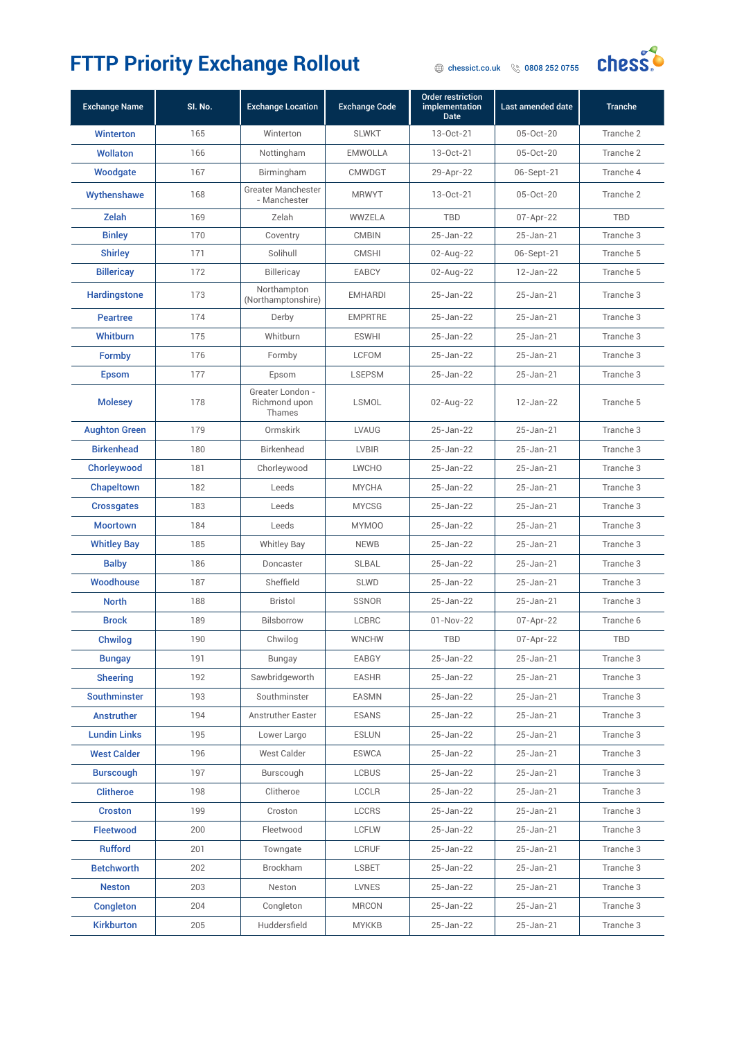# FTTP Priority Exchange Rollout

chessict.co.uk 0808 252 0755

| Exchange Name | Sl. No. | Exchange Location | Exchange Code | Order restriction implementation Date | Last amended date | Tranche |
|---|---|---|---|---|---|---|
| Winterton | 165 | Winterton | SLWKT | 13-Oct-21 | 05-Oct-20 | Tranche 2 |
| Wollaton | 166 | Nottingham | EMWOLLA | 13-Oct-21 | 05-Oct-20 | Tranche 2 |
| Woodgate | 167 | Birmingham | CMWDGT | 29-Apr-22 | 06-Sept-21 | Tranche 4 |
| Wythenshawe | 168 | Greater Manchester - Manchester | MRWYT | 13-Oct-21 | 05-Oct-20 | Tranche 2 |
| Zelah | 169 | Zelah | WWZELA | TBD | 07-Apr-22 | TBD |
| Binley | 170 | Coventry | CMBIN | 25-Jan-22 | 25-Jan-21 | Tranche 3 |
| Shirley | 171 | Solihull | CMSHI | 02-Aug-22 | 06-Sept-21 | Tranche 5 |
| Billericay | 172 | Billericay | EABCY | 02-Aug-22 | 12-Jan-22 | Tranche 5 |
| Hardingstone | 173 | Northampton (Northamptonshire) | EMHARDI | 25-Jan-22 | 25-Jan-21 | Tranche 3 |
| Peartree | 174 | Derby | EMPRTRE | 25-Jan-22 | 25-Jan-21 | Tranche 3 |
| Whitburn | 175 | Whitburn | ESWHI | 25-Jan-22 | 25-Jan-21 | Tranche 3 |
| Formby | 176 | Formby | LCFOM | 25-Jan-22 | 25-Jan-21 | Tranche 3 |
| Epsom | 177 | Epsom | LSEPSM | 25-Jan-22 | 25-Jan-21 | Tranche 3 |
| Molesey | 178 | Greater London - Richmond upon Thames | LSMOL | 02-Aug-22 | 12-Jan-22 | Tranche 5 |
| Aughton Green | 179 | Ormskirk | LVAUG | 25-Jan-22 | 25-Jan-21 | Tranche 3 |
| Birkenhead | 180 | Birkenhead | LVBIR | 25-Jan-22 | 25-Jan-21 | Tranche 3 |
| Chorleywood | 181 | Chorleywood | LWCHO | 25-Jan-22 | 25-Jan-21 | Tranche 3 |
| Chapeltown | 182 | Leeds | MYCHA | 25-Jan-22 | 25-Jan-21 | Tranche 3 |
| Crossgates | 183 | Leeds | MYCSG | 25-Jan-22 | 25-Jan-21 | Tranche 3 |
| Moortown | 184 | Leeds | MYMOO | 25-Jan-22 | 25-Jan-21 | Tranche 3 |
| Whitley Bay | 185 | Whitley Bay | NEWB | 25-Jan-22 | 25-Jan-21 | Tranche 3 |
| Balby | 186 | Doncaster | SLBAL | 25-Jan-22 | 25-Jan-21 | Tranche 3 |
| Woodhouse | 187 | Sheffield | SLWD | 25-Jan-22 | 25-Jan-21 | Tranche 3 |
| North | 188 | Bristol | SSNOR | 25-Jan-22 | 25-Jan-21 | Tranche 3 |
| Brock | 189 | Bilsborrow | LCBRC | 01-Nov-22 | 07-Apr-22 | Tranche 6 |
| Chwilog | 190 | Chwilog | WNCHW | TBD | 07-Apr-22 | TBD |
| Bungay | 191 | Bungay | EABGY | 25-Jan-22 | 25-Jan-21 | Tranche 3 |
| Sheering | 192 | Sawbridgeworth | EASHR | 25-Jan-22 | 25-Jan-21 | Tranche 3 |
| Southminster | 193 | Southminster | EASMN | 25-Jan-22 | 25-Jan-21 | Tranche 3 |
| Anstruther | 194 | Anstruther Easter | ESANS | 25-Jan-22 | 25-Jan-21 | Tranche 3 |
| Lundin Links | 195 | Lower Largo | ESLUN | 25-Jan-22 | 25-Jan-21 | Tranche 3 |
| West Calder | 196 | West Calder | ESWCA | 25-Jan-22 | 25-Jan-21 | Tranche 3 |
| Burscough | 197 | Burscough | LCBUS | 25-Jan-22 | 25-Jan-21 | Tranche 3 |
| Clitheroe | 198 | Clitheroe | LCCLR | 25-Jan-22 | 25-Jan-21 | Tranche 3 |
| Croston | 199 | Croston | LCCRS | 25-Jan-22 | 25-Jan-21 | Tranche 3 |
| Fleetwood | 200 | Fleetwood | LCFLW | 25-Jan-22 | 25-Jan-21 | Tranche 3 |
| Rufford | 201 | Towngate | LCRUF | 25-Jan-22 | 25-Jan-21 | Tranche 3 |
| Betchworth | 202 | Brockham | LSBET | 25-Jan-22 | 25-Jan-21 | Tranche 3 |
| Neston | 203 | Neston | LVNES | 25-Jan-22 | 25-Jan-21 | Tranche 3 |
| Congleton | 204 | Congleton | MRCON | 25-Jan-22 | 25-Jan-21 | Tranche 3 |
| Kirkburton | 205 | Huddersfield | MYKKB | 25-Jan-22 | 25-Jan-21 | Tranche 3 |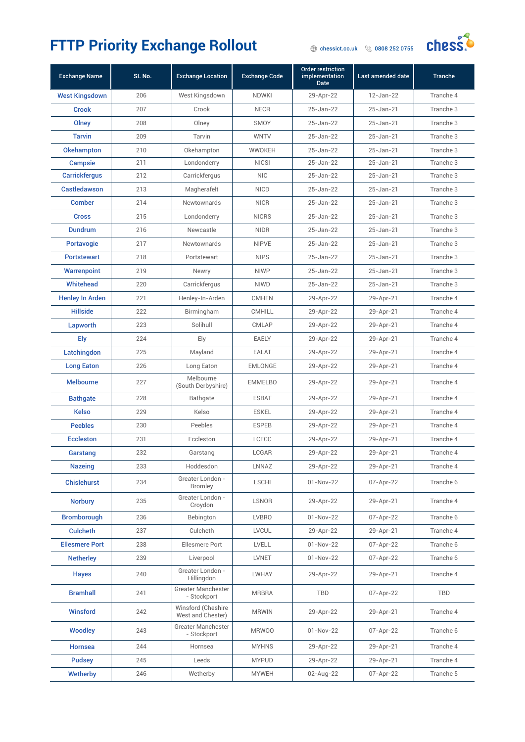# FTTP Priority Exchange Rollout

chessict.co.uk 0808 252 0755

| Exchange Name | Sl. No. | Exchange Location | Exchange Code | Order restriction implementation Date | Last amended date | Tranche |
|---|---|---|---|---|---|---|
| West Kingsdown | 206 | West Kingsdown | NDWKI | 29-Apr-22 | 12-Jan-22 | Tranche 4 |
| Crook | 207 | Crook | NECR | 25-Jan-22 | 25-Jan-21 | Tranche 3 |
| Olney | 208 | Olney | SMOY | 25-Jan-22 | 25-Jan-21 | Tranche 3 |
| Tarvin | 209 | Tarvin | WNTV | 25-Jan-22 | 25-Jan-21 | Tranche 3 |
| Okehampton | 210 | Okehampton | WWOKEH | 25-Jan-22 | 25-Jan-21 | Tranche 3 |
| Campsie | 211 | Londonderry | NICSI | 25-Jan-22 | 25-Jan-21 | Tranche 3 |
| Carrickfergus | 212 | Carrickfergus | NIC | 25-Jan-22 | 25-Jan-21 | Tranche 3 |
| Castledawson | 213 | Magherafelt | NICD | 25-Jan-22 | 25-Jan-21 | Tranche 3 |
| Comber | 214 | Newtownards | NICR | 25-Jan-22 | 25-Jan-21 | Tranche 3 |
| Cross | 215 | Londonderry | NICRS | 25-Jan-22 | 25-Jan-21 | Tranche 3 |
| Dundrum | 216 | Newcastle | NIDR | 25-Jan-22 | 25-Jan-21 | Tranche 3 |
| Portavogie | 217 | Newtownards | NIPVE | 25-Jan-22 | 25-Jan-21 | Tranche 3 |
| Portstewart | 218 | Portstewart | NIPS | 25-Jan-22 | 25-Jan-21 | Tranche 3 |
| Warrenpoint | 219 | Newry | NIWP | 25-Jan-22 | 25-Jan-21 | Tranche 3 |
| Whitehead | 220 | Carrickfergus | NIWD | 25-Jan-22 | 25-Jan-21 | Tranche 3 |
| Henley In Arden | 221 | Henley-In-Arden | CMHEN | 29-Apr-22 | 29-Apr-21 | Tranche 4 |
| Hillside | 222 | Birmingham | CMHILL | 29-Apr-22 | 29-Apr-21 | Tranche 4 |
| Lapworth | 223 | Solihull | CMLAP | 29-Apr-22 | 29-Apr-21 | Tranche 4 |
| Ely | 224 | Ely | EAELY | 29-Apr-22 | 29-Apr-21 | Tranche 4 |
| Latchingdon | 225 | Mayland | EALAT | 29-Apr-22 | 29-Apr-21 | Tranche 4 |
| Long Eaton | 226 | Long Eaton | EMLONGE | 29-Apr-22 | 29-Apr-21 | Tranche 4 |
| Melbourne | 227 | Melbourne (South Derbyshire) | EMMELBO | 29-Apr-22 | 29-Apr-21 | Tranche 4 |
| Bathgate | 228 | Bathgate | ESBAT | 29-Apr-22 | 29-Apr-21 | Tranche 4 |
| Kelso | 229 | Kelso | ESKEL | 29-Apr-22 | 29-Apr-21 | Tranche 4 |
| Peebles | 230 | Peebles | ESPEB | 29-Apr-22 | 29-Apr-21 | Tranche 4 |
| Eccleston | 231 | Eccleston | LCECC | 29-Apr-22 | 29-Apr-21 | Tranche 4 |
| Garstang | 232 | Garstang | LCGAR | 29-Apr-22 | 29-Apr-21 | Tranche 4 |
| Nazeing | 233 | Hoddesdon | LNNAZ | 29-Apr-22 | 29-Apr-21 | Tranche 4 |
| Chislehurst | 234 | Greater London - Bromley | LSCHI | 01-Nov-22 | 07-Apr-22 | Tranche 6 |
| Norbury | 235 | Greater London - Croydon | LSNOR | 29-Apr-22 | 29-Apr-21 | Tranche 4 |
| Bromborough | 236 | Bebington | LVBRO | 01-Nov-22 | 07-Apr-22 | Tranche 6 |
| Culcheth | 237 | Culcheth | LVCUL | 29-Apr-22 | 29-Apr-21 | Tranche 4 |
| Ellesmere Port | 238 | Ellesmere Port | LVELL | 01-Nov-22 | 07-Apr-22 | Tranche 6 |
| Netherley | 239 | Liverpool | LVNET | 01-Nov-22 | 07-Apr-22 | Tranche 6 |
| Hayes | 240 | Greater London - Hillingdon | LWHAY | 29-Apr-22 | 29-Apr-21 | Tranche 4 |
| Bramhall | 241 | Greater Manchester - Stockport | MRBRA | TBD | 07-Apr-22 | TBD |
| Winsford | 242 | Winsford (Cheshire West and Chester) | MRWIN | 29-Apr-22 | 29-Apr-21 | Tranche 4 |
| Woodley | 243 | Greater Manchester - Stockport | MRWOO | 01-Nov-22 | 07-Apr-22 | Tranche 6 |
| Hornsea | 244 | Hornsea | MYHNS | 29-Apr-22 | 29-Apr-21 | Tranche 4 |
| Pudsey | 245 | Leeds | MYPUD | 29-Apr-22 | 29-Apr-21 | Tranche 4 |
| Wetherby | 246 | Wetherby | MYWEH | 02-Aug-22 | 07-Apr-22 | Tranche 5 |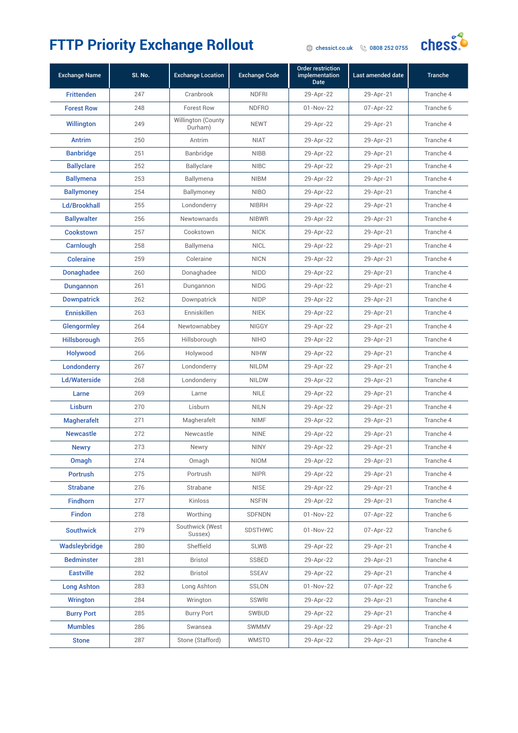# FTTP Priority Exchange Rollout

chessict.co.uk 0808 252 0755

| Exchange Name | Sl. No. | Exchange Location | Exchange Code | Order restriction implementation Date | Last amended date | Tranche |
|---|---|---|---|---|---|---|
| Frittenden | 247 | Cranbrook | NDFRI | 29-Apr-22 | 29-Apr-21 | Tranche 4 |
| Forest Row | 248 | Forest Row | NDFRO | 01-Nov-22 | 07-Apr-22 | Tranche 6 |
| Willington | 249 | Willington (County Durham) | NEWT | 29-Apr-22 | 29-Apr-21 | Tranche 4 |
| Antrim | 250 | Antrim | NIAT | 29-Apr-22 | 29-Apr-21 | Tranche 4 |
| Banbridge | 251 | Banbridge | NIBB | 29-Apr-22 | 29-Apr-21 | Tranche 4 |
| Ballyclare | 252 | Ballyclare | NIBC | 29-Apr-22 | 29-Apr-21 | Tranche 4 |
| Ballymena | 253 | Ballymena | NIBM | 29-Apr-22 | 29-Apr-21 | Tranche 4 |
| Ballymoney | 254 | Ballymoney | NIBO | 29-Apr-22 | 29-Apr-21 | Tranche 4 |
| Ld/Brookhall | 255 | Londonderry | NIBRH | 29-Apr-22 | 29-Apr-21 | Tranche 4 |
| Ballywalter | 256 | Newtownards | NIBWR | 29-Apr-22 | 29-Apr-21 | Tranche 4 |
| Cookstown | 257 | Cookstown | NICK | 29-Apr-22 | 29-Apr-21 | Tranche 4 |
| Carnlough | 258 | Ballymena | NICL | 29-Apr-22 | 29-Apr-21 | Tranche 4 |
| Coleraine | 259 | Coleraine | NICN | 29-Apr-22 | 29-Apr-21 | Tranche 4 |
| Donaghadee | 260 | Donaghadee | NIDD | 29-Apr-22 | 29-Apr-21 | Tranche 4 |
| Dungannon | 261 | Dungannon | NIDG | 29-Apr-22 | 29-Apr-21 | Tranche 4 |
| Downpatrick | 262 | Downpatrick | NIDP | 29-Apr-22 | 29-Apr-21 | Tranche 4 |
| Enniskillen | 263 | Enniskillen | NIEK | 29-Apr-22 | 29-Apr-21 | Tranche 4 |
| Glengormley | 264 | Newtownabbey | NIGGY | 29-Apr-22 | 29-Apr-21 | Tranche 4 |
| Hillsborough | 265 | Hillsborough | NIHO | 29-Apr-22 | 29-Apr-21 | Tranche 4 |
| Holywood | 266 | Holywood | NIHW | 29-Apr-22 | 29-Apr-21 | Tranche 4 |
| Londonderry | 267 | Londonderry | NILDM | 29-Apr-22 | 29-Apr-21 | Tranche 4 |
| Ld/Waterside | 268 | Londonderry | NILDW | 29-Apr-22 | 29-Apr-21 | Tranche 4 |
| Larne | 269 | Larne | NILE | 29-Apr-22 | 29-Apr-21 | Tranche 4 |
| Lisburn | 270 | Lisburn | NILN | 29-Apr-22 | 29-Apr-21 | Tranche 4 |
| Magherafelt | 271 | Magherafelt | NIMF | 29-Apr-22 | 29-Apr-21 | Tranche 4 |
| Newcastle | 272 | Newcastle | NINE | 29-Apr-22 | 29-Apr-21 | Tranche 4 |
| Newry | 273 | Newry | NINY | 29-Apr-22 | 29-Apr-21 | Tranche 4 |
| Omagh | 274 | Omagh | NIOM | 29-Apr-22 | 29-Apr-21 | Tranche 4 |
| Portrush | 275 | Portrush | NIPR | 29-Apr-22 | 29-Apr-21 | Tranche 4 |
| Strabane | 276 | Strabane | NISE | 29-Apr-22 | 29-Apr-21 | Tranche 4 |
| Findhorn | 277 | Kinloss | NSFIN | 29-Apr-22 | 29-Apr-21 | Tranche 4 |
| Findon | 278 | Worthing | SDFNDN | 01-Nov-22 | 07-Apr-22 | Tranche 6 |
| Southwick | 279 | Southwick (West Sussex) | SDSTHWC | 01-Nov-22 | 07-Apr-22 | Tranche 6 |
| Wadsleybridge | 280 | Sheffield | SLWB | 29-Apr-22 | 29-Apr-21 | Tranche 4 |
| Bedminster | 281 | Bristol | SSBED | 29-Apr-22 | 29-Apr-21 | Tranche 4 |
| Eastville | 282 | Bristol | SSEAV | 29-Apr-22 | 29-Apr-21 | Tranche 4 |
| Long Ashton | 283 | Long Ashton | SSLON | 01-Nov-22 | 07-Apr-22 | Tranche 6 |
| Wrington | 284 | Wrington | SSWRI | 29-Apr-22 | 29-Apr-21 | Tranche 4 |
| Burry Port | 285 | Burry Port | SWBUD | 29-Apr-22 | 29-Apr-21 | Tranche 4 |
| Mumbles | 286 | Swansea | SWMMV | 29-Apr-22 | 29-Apr-21 | Tranche 4 |
| Stone | 287 | Stone (Stafford) | WMSTO | 29-Apr-22 | 29-Apr-21 | Tranche 4 |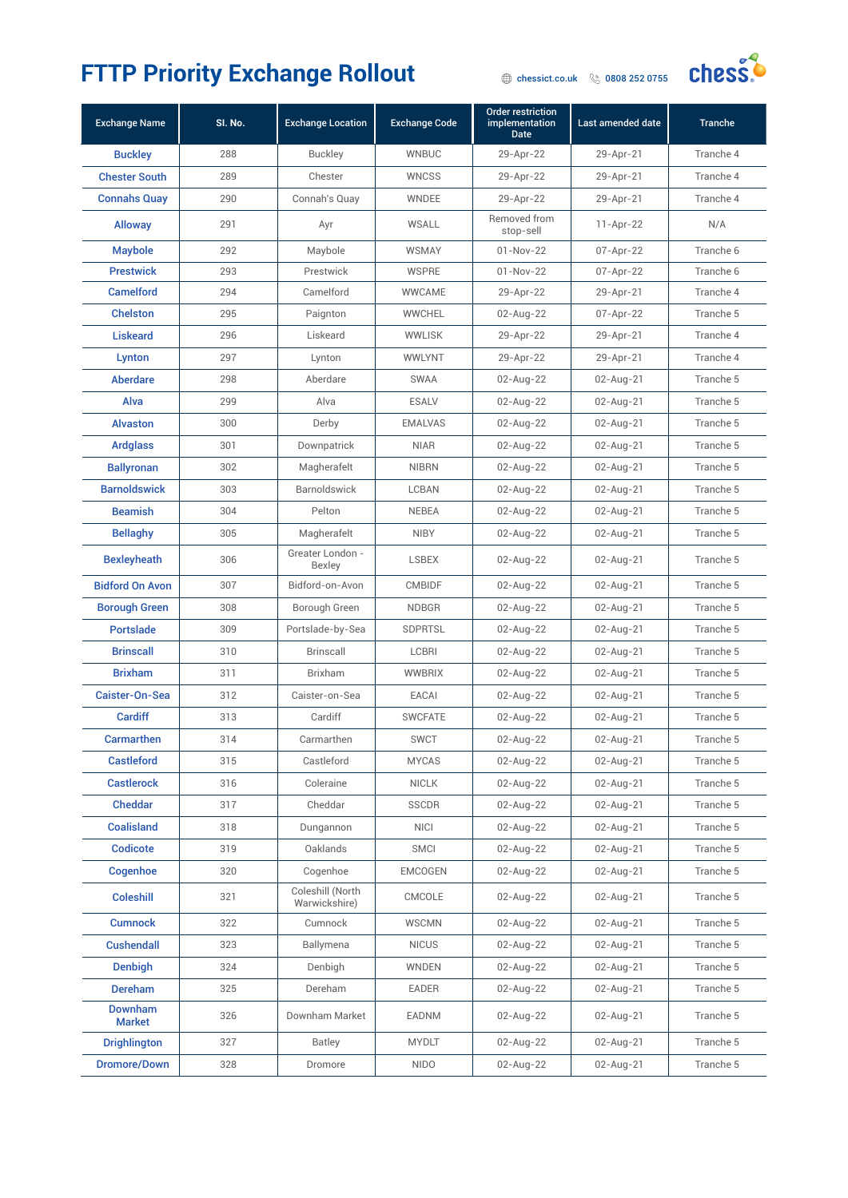# FTTP Priority Exchange Rollout

chessict.co.uk   0808 252 0755

| Exchange Name | Sl. No. | Exchange Location | Exchange Code | Order restriction implementation Date | Last amended date | Tranche |
|---|---|---|---|---|---|---|
| Buckley | 288 | Buckley | WNBUC | 29-Apr-22 | 29-Apr-21 | Tranche 4 |
| Chester South | 289 | Chester | WNCSS | 29-Apr-22 | 29-Apr-21 | Tranche 4 |
| Connahs Quay | 290 | Connah's Quay | WNDEE | 29-Apr-22 | 29-Apr-21 | Tranche 4 |
| Alloway | 291 | Ayr | WSALL | Removed from stop-sell | 11-Apr-22 | N/A |
| Maybole | 292 | Maybole | WSMAY | 01-Nov-22 | 07-Apr-22 | Tranche 6 |
| Prestwick | 293 | Prestwick | WSPRE | 01-Nov-22 | 07-Apr-22 | Tranche 6 |
| Camelford | 294 | Camelford | WWCAME | 29-Apr-22 | 29-Apr-21 | Tranche 4 |
| Chelston | 295 | Paignton | WWCHEL | 02-Aug-22 | 07-Apr-22 | Tranche 5 |
| Liskeard | 296 | Liskeard | WWLISK | 29-Apr-22 | 29-Apr-21 | Tranche 4 |
| Lynton | 297 | Lynton | WWLYNT | 29-Apr-22 | 29-Apr-21 | Tranche 4 |
| Aberdare | 298 | Aberdare | SWAA | 02-Aug-22 | 02-Aug-21 | Tranche 5 |
| Alva | 299 | Alva | ESALV | 02-Aug-22 | 02-Aug-21 | Tranche 5 |
| Alvaston | 300 | Derby | EMALVAS | 02-Aug-22 | 02-Aug-21 | Tranche 5 |
| Ardglass | 301 | Downpatrick | NIAR | 02-Aug-22 | 02-Aug-21 | Tranche 5 |
| Ballyronan | 302 | Magherafelt | NIBRN | 02-Aug-22 | 02-Aug-21 | Tranche 5 |
| Barnoldswick | 303 | Barnoldswick | LCBAN | 02-Aug-22 | 02-Aug-21 | Tranche 5 |
| Beamish | 304 | Pelton | NEBEA | 02-Aug-22 | 02-Aug-21 | Tranche 5 |
| Bellaghy | 305 | Magherafelt | NIBY | 02-Aug-22 | 02-Aug-21 | Tranche 5 |
| Bexleyheath | 306 | Greater London - Bexley | LSBEX | 02-Aug-22 | 02-Aug-21 | Tranche 5 |
| Bidford On Avon | 307 | Bidford-on-Avon | CMBIDF | 02-Aug-22 | 02-Aug-21 | Tranche 5 |
| Borough Green | 308 | Borough Green | NDBGR | 02-Aug-22 | 02-Aug-21 | Tranche 5 |
| Portslade | 309 | Portslade-by-Sea | SDPRTSL | 02-Aug-22 | 02-Aug-21 | Tranche 5 |
| Brinscall | 310 | Brinscall | LCBRI | 02-Aug-22 | 02-Aug-21 | Tranche 5 |
| Brixham | 311 | Brixham | WWBRIX | 02-Aug-22 | 02-Aug-21 | Tranche 5 |
| Caister-On-Sea | 312 | Caister-on-Sea | EACAI | 02-Aug-22 | 02-Aug-21 | Tranche 5 |
| Cardiff | 313 | Cardiff | SWCFATE | 02-Aug-22 | 02-Aug-21 | Tranche 5 |
| Carmarthen | 314 | Carmarthen | SWCT | 02-Aug-22 | 02-Aug-21 | Tranche 5 |
| Castleford | 315 | Castleford | MYCAS | 02-Aug-22 | 02-Aug-21 | Tranche 5 |
| Castlerock | 316 | Coleraine | NICLK | 02-Aug-22 | 02-Aug-21 | Tranche 5 |
| Cheddar | 317 | Cheddar | SSCDR | 02-Aug-22 | 02-Aug-21 | Tranche 5 |
| Coalisland | 318 | Dungannon | NICI | 02-Aug-22 | 02-Aug-21 | Tranche 5 |
| Codicote | 319 | Oaklands | SMCI | 02-Aug-22 | 02-Aug-21 | Tranche 5 |
| Cogenhoe | 320 | Cogenhoe | EMCOGEN | 02-Aug-22 | 02-Aug-21 | Tranche 5 |
| Coleshill | 321 | Coleshill (North Warwickshire) | CMCOLE | 02-Aug-22 | 02-Aug-21 | Tranche 5 |
| Cumnock | 322 | Cumnock | WSCMN | 02-Aug-22 | 02-Aug-21 | Tranche 5 |
| Cushendall | 323 | Ballymena | NICUS | 02-Aug-22 | 02-Aug-21 | Tranche 5 |
| Denbigh | 324 | Denbigh | WNDEN | 02-Aug-22 | 02-Aug-21 | Tranche 5 |
| Dereham | 325 | Dereham | EADER | 02-Aug-22 | 02-Aug-21 | Tranche 5 |
| Downham Market | 326 | Downham Market | EADNM | 02-Aug-22 | 02-Aug-21 | Tranche 5 |
| Drighlington | 327 | Batley | MYDLT | 02-Aug-22 | 02-Aug-21 | Tranche 5 |
| Dromore/Down | 328 | Dromore | NIDO | 02-Aug-22 | 02-Aug-21 | Tranche 5 |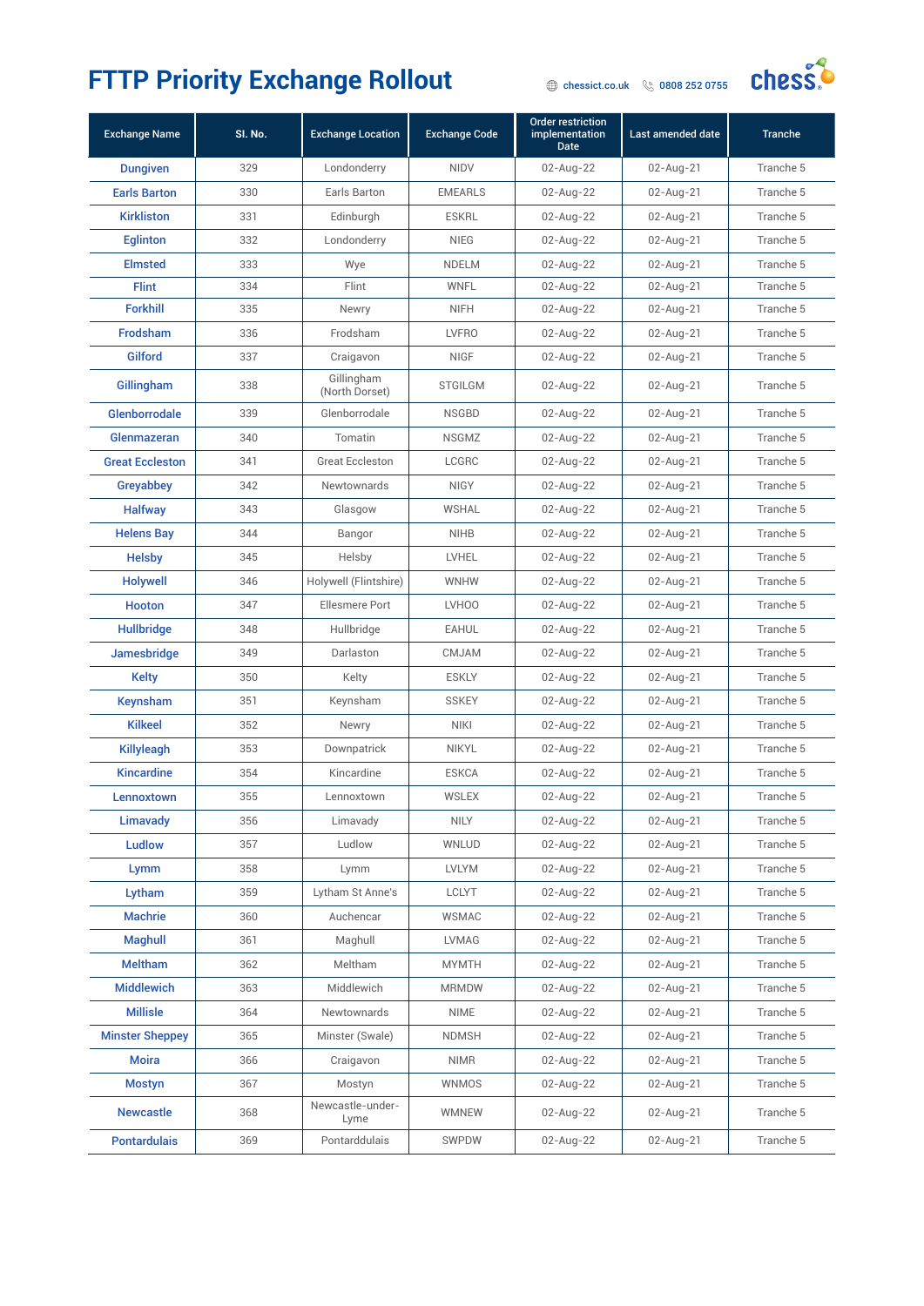# FTTP Priority Exchange Rollout

chessict.co.uk 0808 252 0755

| Exchange Name | Sl. No. | Exchange Location | Exchange Code | Order restriction implementation Date | Last amended date | Tranche |
|---|---|---|---|---|---|---|
| Dungiven | 329 | Londonderry | NIDV | 02-Aug-22 | 02-Aug-21 | Tranche 5 |
| Earls Barton | 330 | Earls Barton | EMEARLS | 02-Aug-22 | 02-Aug-21 | Tranche 5 |
| Kirkliston | 331 | Edinburgh | ESKRL | 02-Aug-22 | 02-Aug-21 | Tranche 5 |
| Eglinton | 332 | Londonderry | NIEG | 02-Aug-22 | 02-Aug-21 | Tranche 5 |
| Elmsted | 333 | Wye | NDELM | 02-Aug-22 | 02-Aug-21 | Tranche 5 |
| Flint | 334 | Flint | WNFL | 02-Aug-22 | 02-Aug-21 | Tranche 5 |
| Forkhill | 335 | Newry | NIFH | 02-Aug-22 | 02-Aug-21 | Tranche 5 |
| Frodsham | 336 | Frodsham | LVFRO | 02-Aug-22 | 02-Aug-21 | Tranche 5 |
| Gilford | 337 | Craigavon | NIGF | 02-Aug-22 | 02-Aug-21 | Tranche 5 |
| Gillingham | 338 | Gillingham (North Dorset) | STGILGM | 02-Aug-22 | 02-Aug-21 | Tranche 5 |
| Glenborrodale | 339 | Glenborrodale | NSGBD | 02-Aug-22 | 02-Aug-21 | Tranche 5 |
| Glenmazeran | 340 | Tomatin | NSGMZ | 02-Aug-22 | 02-Aug-21 | Tranche 5 |
| Great Eccleston | 341 | Great Eccleston | LCGRC | 02-Aug-22 | 02-Aug-21 | Tranche 5 |
| Greyabbey | 342 | Newtownards | NIGY | 02-Aug-22 | 02-Aug-21 | Tranche 5 |
| Halfway | 343 | Glasgow | WSHAL | 02-Aug-22 | 02-Aug-21 | Tranche 5 |
| Helens Bay | 344 | Bangor | NIHB | 02-Aug-22 | 02-Aug-21 | Tranche 5 |
| Helsby | 345 | Helsby | LVHEL | 02-Aug-22 | 02-Aug-21 | Tranche 5 |
| Holywell | 346 | Holywell (Flintshire) | WNHW | 02-Aug-22 | 02-Aug-21 | Tranche 5 |
| Hooton | 347 | Ellesmere Port | LVHOO | 02-Aug-22 | 02-Aug-21 | Tranche 5 |
| Hullbridge | 348 | Hullbridge | EAHUL | 02-Aug-22 | 02-Aug-21 | Tranche 5 |
| Jamesbridge | 349 | Darlaston | CMJAM | 02-Aug-22 | 02-Aug-21 | Tranche 5 |
| Kelty | 350 | Kelty | ESKLY | 02-Aug-22 | 02-Aug-21 | Tranche 5 |
| Keynsham | 351 | Keynsham | SSKEY | 02-Aug-22 | 02-Aug-21 | Tranche 5 |
| Kilkeel | 352 | Newry | NIKI | 02-Aug-22 | 02-Aug-21 | Tranche 5 |
| Killyleagh | 353 | Downpatrick | NIKYL | 02-Aug-22 | 02-Aug-21 | Tranche 5 |
| Kincardine | 354 | Kincardine | ESKCA | 02-Aug-22 | 02-Aug-21 | Tranche 5 |
| Lennoxtown | 355 | Lennoxtown | WSLEX | 02-Aug-22 | 02-Aug-21 | Tranche 5 |
| Limavady | 356 | Limavady | NILY | 02-Aug-22 | 02-Aug-21 | Tranche 5 |
| Ludlow | 357 | Ludlow | WNLUD | 02-Aug-22 | 02-Aug-21 | Tranche 5 |
| Lymm | 358 | Lymm | LVLYM | 02-Aug-22 | 02-Aug-21 | Tranche 5 |
| Lytham | 359 | Lytham St Anne's | LCLYT | 02-Aug-22 | 02-Aug-21 | Tranche 5 |
| Machrie | 360 | Auchencar | WSMAC | 02-Aug-22 | 02-Aug-21 | Tranche 5 |
| Maghull | 361 | Maghull | LVMAG | 02-Aug-22 | 02-Aug-21 | Tranche 5 |
| Meltham | 362 | Meltham | MYMTH | 02-Aug-22 | 02-Aug-21 | Tranche 5 |
| Middlewich | 363 | Middlewich | MRMDW | 02-Aug-22 | 02-Aug-21 | Tranche 5 |
| Millisle | 364 | Newtownards | NIME | 02-Aug-22 | 02-Aug-21 | Tranche 5 |
| Minster Sheppey | 365 | Minster (Swale) | NDMSH | 02-Aug-22 | 02-Aug-21 | Tranche 5 |
| Moira | 366 | Craigavon | NIMR | 02-Aug-22 | 02-Aug-21 | Tranche 5 |
| Mostyn | 367 | Mostyn | WNMOS | 02-Aug-22 | 02-Aug-21 | Tranche 5 |
| Newcastle | 368 | Newcastle-under-Lyme | WMNEW | 02-Aug-22 | 02-Aug-21 | Tranche 5 |
| Pontardulais | 369 | Pontarddulais | SWPDW | 02-Aug-22 | 02-Aug-21 | Tranche 5 |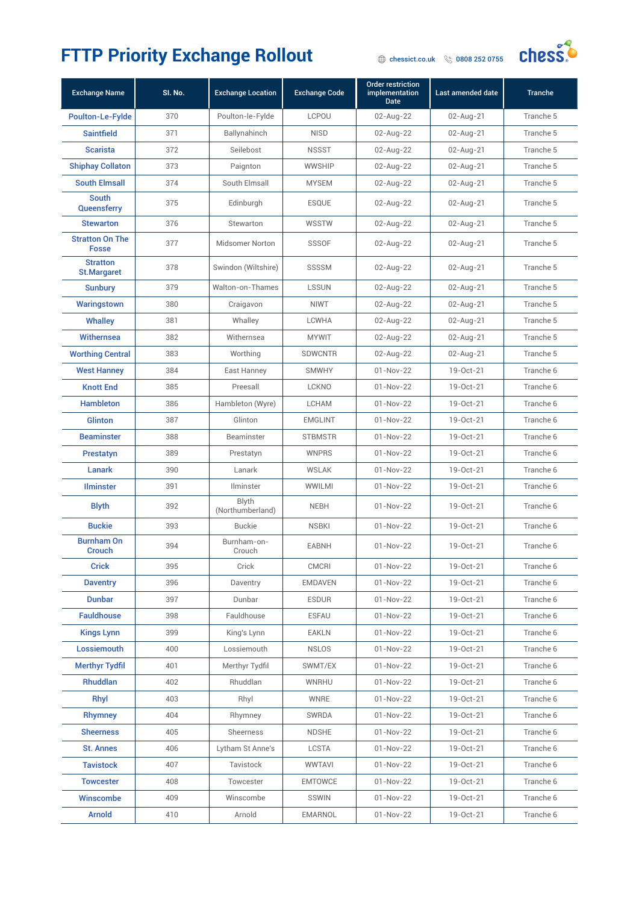# FTTP Priority Exchange Rollout

chessict.co.uk 0808 252 0755

| Exchange Name | Sl. No. | Exchange Location | Exchange Code | Order restriction implementation Date | Last amended date | Tranche |
|---|---|---|---|---|---|---|
| Poulton-Le-Fylde | 370 | Poulton-le-Fylde | LCPOU | 02-Aug-22 | 02-Aug-21 | Tranche 5 |
| Saintfield | 371 | Ballynahinch | NISD | 02-Aug-22 | 02-Aug-21 | Tranche 5 |
| Scarista | 372 | Seilebost | NSSST | 02-Aug-22 | 02-Aug-21 | Tranche 5 |
| Shiphay Collaton | 373 | Paignton | WWSHIP | 02-Aug-22 | 02-Aug-21 | Tranche 5 |
| South Elmsall | 374 | South Elmsall | MYSEM | 02-Aug-22 | 02-Aug-21 | Tranche 5 |
| South Queensferry | 375 | Edinburgh | ESQUE | 02-Aug-22 | 02-Aug-21 | Tranche 5 |
| Stewarton | 376 | Stewarton | WSSTW | 02-Aug-22 | 02-Aug-21 | Tranche 5 |
| Stratton On The Fosse | 377 | Midsomer Norton | SSSOF | 02-Aug-22 | 02-Aug-21 | Tranche 5 |
| Stratton St.Margaret | 378 | Swindon (Wiltshire) | SSSSM | 02-Aug-22 | 02-Aug-21 | Tranche 5 |
| Sunbury | 379 | Walton-on-Thames | LSSUN | 02-Aug-22 | 02-Aug-21 | Tranche 5 |
| Waringstown | 380 | Craigavon | NIWT | 02-Aug-22 | 02-Aug-21 | Tranche 5 |
| Whalley | 381 | Whalley | LCWHA | 02-Aug-22 | 02-Aug-21 | Tranche 5 |
| Withernsea | 382 | Withernsea | MYWIT | 02-Aug-22 | 02-Aug-21 | Tranche 5 |
| Worthing Central | 383 | Worthing | SDWCNTR | 02-Aug-22 | 02-Aug-21 | Tranche 5 |
| West Hanney | 384 | East Hanney | SMWHY | 01-Nov-22 | 19-Oct-21 | Tranche 6 |
| Knott End | 385 | Preesall | LCKNO | 01-Nov-22 | 19-Oct-21 | Tranche 6 |
| Hambleton | 386 | Hambleton (Wyre) | LCHAM | 01-Nov-22 | 19-Oct-21 | Tranche 6 |
| Glinton | 387 | Glinton | EMGLINT | 01-Nov-22 | 19-Oct-21 | Tranche 6 |
| Beaminster | 388 | Beaminster | STBMSTR | 01-Nov-22 | 19-Oct-21 | Tranche 6 |
| Prestatyn | 389 | Prestatyn | WNPRS | 01-Nov-22 | 19-Oct-21 | Tranche 6 |
| Lanark | 390 | Lanark | WSLAK | 01-Nov-22 | 19-Oct-21 | Tranche 6 |
| Ilminster | 391 | Ilminster | WWILMI | 01-Nov-22 | 19-Oct-21 | Tranche 6 |
| Blyth | 392 | Blyth (Northumberland) | NEBH | 01-Nov-22 | 19-Oct-21 | Tranche 6 |
| Buckie | 393 | Buckie | NSBKI | 01-Nov-22 | 19-Oct-21 | Tranche 6 |
| Burnham On Crouch | 394 | Burnham-on-Crouch | EABNH | 01-Nov-22 | 19-Oct-21 | Tranche 6 |
| Crick | 395 | Crick | CMCRI | 01-Nov-22 | 19-Oct-21 | Tranche 6 |
| Daventry | 396 | Daventry | EMDAVEN | 01-Nov-22 | 19-Oct-21 | Tranche 6 |
| Dunbar | 397 | Dunbar | ESDUR | 01-Nov-22 | 19-Oct-21 | Tranche 6 |
| Fauldhouse | 398 | Fauldhouse | ESFAU | 01-Nov-22 | 19-Oct-21 | Tranche 6 |
| Kings Lynn | 399 | King's Lynn | EAKLN | 01-Nov-22 | 19-Oct-21 | Tranche 6 |
| Lossiemouth | 400 | Lossiemouth | NSLOS | 01-Nov-22 | 19-Oct-21 | Tranche 6 |
| Merthyr Tydfil | 401 | Merthyr Tydfil | SWMT/EX | 01-Nov-22 | 19-Oct-21 | Tranche 6 |
| Rhuddlan | 402 | Rhuddlan | WNRHU | 01-Nov-22 | 19-Oct-21 | Tranche 6 |
| Rhyl | 403 | Rhyl | WNRE | 01-Nov-22 | 19-Oct-21 | Tranche 6 |
| Rhymney | 404 | Rhymney | SWRDA | 01-Nov-22 | 19-Oct-21 | Tranche 6 |
| Sheerness | 405 | Sheerness | NDSHE | 01-Nov-22 | 19-Oct-21 | Tranche 6 |
| St. Annes | 406 | Lytham St Anne's | LCSTA | 01-Nov-22 | 19-Oct-21 | Tranche 6 |
| Tavistock | 407 | Tavistock | WWTAVI | 01-Nov-22 | 19-Oct-21 | Tranche 6 |
| Towcester | 408 | Towcester | EMTOWCE | 01-Nov-22 | 19-Oct-21 | Tranche 6 |
| Winscombe | 409 | Winscombe | SSWIN | 01-Nov-22 | 19-Oct-21 | Tranche 6 |
| Arnold | 410 | Arnold | EMARNOL | 01-Nov-22 | 19-Oct-21 | Tranche 6 |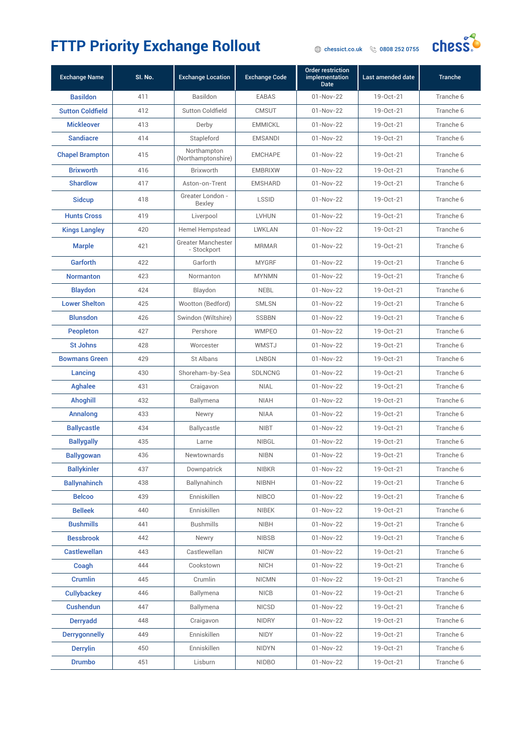# FTTP Priority Exchange Rollout

chessict.co.uk 0808 252 0755

| Exchange Name | Sl. No. | Exchange Location | Exchange Code | Order restriction implementation Date | Last amended date | Tranche |
|---|---|---|---|---|---|---|
| Basildon | 411 | Basildon | EABAS | 01-Nov-22 | 19-Oct-21 | Tranche 6 |
| Sutton Coldfield | 412 | Sutton Coldfield | CMSUT | 01-Nov-22 | 19-Oct-21 | Tranche 6 |
| Mickleover | 413 | Derby | EMMICKL | 01-Nov-22 | 19-Oct-21 | Tranche 6 |
| Sandiacre | 414 | Stapleford | EMSANDI | 01-Nov-22 | 19-Oct-21 | Tranche 6 |
| Chapel Brampton | 415 | Northampton (Northamptonshire) | EMCHAPE | 01-Nov-22 | 19-Oct-21 | Tranche 6 |
| Brixworth | 416 | Brixworth | EMBRIXW | 01-Nov-22 | 19-Oct-21 | Tranche 6 |
| Shardlow | 417 | Aston-on-Trent | EMSHARD | 01-Nov-22 | 19-Oct-21 | Tranche 6 |
| Sidcup | 418 | Greater London - Bexley | LSSID | 01-Nov-22 | 19-Oct-21 | Tranche 6 |
| Hunts Cross | 419 | Liverpool | LVHUN | 01-Nov-22 | 19-Oct-21 | Tranche 6 |
| Kings Langley | 420 | Hemel Hempstead | LWKLAN | 01-Nov-22 | 19-Oct-21 | Tranche 6 |
| Marple | 421 | Greater Manchester - Stockport | MRMAR | 01-Nov-22 | 19-Oct-21 | Tranche 6 |
| Garforth | 422 | Garforth | MYGRF | 01-Nov-22 | 19-Oct-21 | Tranche 6 |
| Normanton | 423 | Normanton | MYNMN | 01-Nov-22 | 19-Oct-21 | Tranche 6 |
| Blaydon | 424 | Blaydon | NEBL | 01-Nov-22 | 19-Oct-21 | Tranche 6 |
| Lower Shelton | 425 | Wootton (Bedford) | SMLSN | 01-Nov-22 | 19-Oct-21 | Tranche 6 |
| Blunsdon | 426 | Swindon (Wiltshire) | SSBBN | 01-Nov-22 | 19-Oct-21 | Tranche 6 |
| Peopleton | 427 | Pershore | WMPEO | 01-Nov-22 | 19-Oct-21 | Tranche 6 |
| St Johns | 428 | Worcester | WMSTJ | 01-Nov-22 | 19-Oct-21 | Tranche 6 |
| Bowmans Green | 429 | St Albans | LNBGN | 01-Nov-22 | 19-Oct-21 | Tranche 6 |
| Lancing | 430 | Shoreham-by-Sea | SDLNCNG | 01-Nov-22 | 19-Oct-21 | Tranche 6 |
| Aghalee | 431 | Craigavon | NIAL | 01-Nov-22 | 19-Oct-21 | Tranche 6 |
| Ahoghill | 432 | Ballymena | NIAH | 01-Nov-22 | 19-Oct-21 | Tranche 6 |
| Annalong | 433 | Newry | NIAA | 01-Nov-22 | 19-Oct-21 | Tranche 6 |
| Ballycastle | 434 | Ballycastle | NIBT | 01-Nov-22 | 19-Oct-21 | Tranche 6 |
| Ballygally | 435 | Larne | NIBGL | 01-Nov-22 | 19-Oct-21 | Tranche 6 |
| Ballygowan | 436 | Newtownards | NIBN | 01-Nov-22 | 19-Oct-21 | Tranche 6 |
| Ballykinler | 437 | Downpatrick | NIBKR | 01-Nov-22 | 19-Oct-21 | Tranche 6 |
| Ballynahinch | 438 | Ballynahinch | NIBNH | 01-Nov-22 | 19-Oct-21 | Tranche 6 |
| Belcoo | 439 | Enniskillen | NIBCO | 01-Nov-22 | 19-Oct-21 | Tranche 6 |
| Belleek | 440 | Enniskillen | NIBEK | 01-Nov-22 | 19-Oct-21 | Tranche 6 |
| Bushmills | 441 | Bushmills | NIBH | 01-Nov-22 | 19-Oct-21 | Tranche 6 |
| Bessbrook | 442 | Newry | NIBSB | 01-Nov-22 | 19-Oct-21 | Tranche 6 |
| Castlewellan | 443 | Castlewellan | NICW | 01-Nov-22 | 19-Oct-21 | Tranche 6 |
| Coagh | 444 | Cookstown | NICH | 01-Nov-22 | 19-Oct-21 | Tranche 6 |
| Crumlin | 445 | Crumlin | NICMN | 01-Nov-22 | 19-Oct-21 | Tranche 6 |
| Cullybackey | 446 | Ballymena | NICB | 01-Nov-22 | 19-Oct-21 | Tranche 6 |
| Cushendun | 447 | Ballymena | NICSD | 01-Nov-22 | 19-Oct-21 | Tranche 6 |
| Derryadd | 448 | Craigavon | NIDRY | 01-Nov-22 | 19-Oct-21 | Tranche 6 |
| Derrygonnelly | 449 | Enniskillen | NIDY | 01-Nov-22 | 19-Oct-21 | Tranche 6 |
| Derrylin | 450 | Enniskillen | NIDYN | 01-Nov-22 | 19-Oct-21 | Tranche 6 |
| Drumbo | 451 | Lisburn | NIDBO | 01-Nov-22 | 19-Oct-21 | Tranche 6 |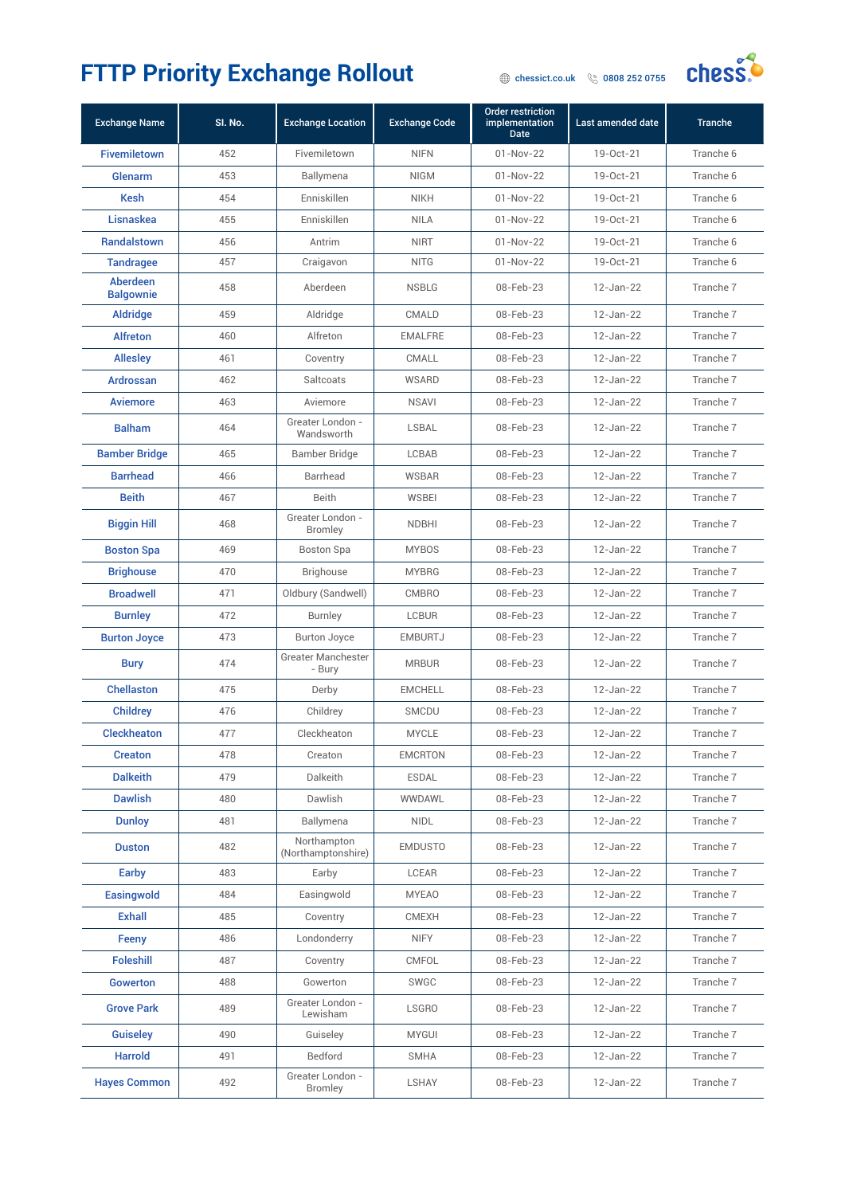# FTTP Priority Exchange Rollout

chessict.co.uk 0808 252 0755

| Exchange Name | Sl. No. | Exchange Location | Exchange Code | Order restriction implementation Date | Last amended date | Tranche |
|---|---|---|---|---|---|---|
| Fivemiletown | 452 | Fivemiletown | NIFN | 01-Nov-22 | 19-Oct-21 | Tranche 6 |
| Glenarm | 453 | Ballymena | NIGM | 01-Nov-22 | 19-Oct-21 | Tranche 6 |
| Kesh | 454 | Enniskillen | NIKH | 01-Nov-22 | 19-Oct-21 | Tranche 6 |
| Lisnaskea | 455 | Enniskillen | NILA | 01-Nov-22 | 19-Oct-21 | Tranche 6 |
| Randalstown | 456 | Antrim | NIRT | 01-Nov-22 | 19-Oct-21 | Tranche 6 |
| Tandragee | 457 | Craigavon | NITG | 01-Nov-22 | 19-Oct-21 | Tranche 6 |
| Aberdeen Balgownie | 458 | Aberdeen | NSBLG | 08-Feb-23 | 12-Jan-22 | Tranche 7 |
| Aldridge | 459 | Aldridge | CMALD | 08-Feb-23 | 12-Jan-22 | Tranche 7 |
| Alfreton | 460 | Alfreton | EMALFRE | 08-Feb-23 | 12-Jan-22 | Tranche 7 |
| Allesley | 461 | Coventry | CMALL | 08-Feb-23 | 12-Jan-22 | Tranche 7 |
| Ardrossan | 462 | Saltcoats | WSARD | 08-Feb-23 | 12-Jan-22 | Tranche 7 |
| Aviemore | 463 | Aviemore | NSAVI | 08-Feb-23 | 12-Jan-22 | Tranche 7 |
| Balham | 464 | Greater London - Wandsworth | LSBAL | 08-Feb-23 | 12-Jan-22 | Tranche 7 |
| Bamber Bridge | 465 | Bamber Bridge | LCBAB | 08-Feb-23 | 12-Jan-22 | Tranche 7 |
| Barrhead | 466 | Barrhead | WSBAR | 08-Feb-23 | 12-Jan-22 | Tranche 7 |
| Beith | 467 | Beith | WSBEI | 08-Feb-23 | 12-Jan-22 | Tranche 7 |
| Biggin Hill | 468 | Greater London - Bromley | NDBHI | 08-Feb-23 | 12-Jan-22 | Tranche 7 |
| Boston Spa | 469 | Boston Spa | MYBOS | 08-Feb-23 | 12-Jan-22 | Tranche 7 |
| Brighouse | 470 | Brighouse | MYBRG | 08-Feb-23 | 12-Jan-22 | Tranche 7 |
| Broadwell | 471 | Oldbury (Sandwell) | CMBRO | 08-Feb-23 | 12-Jan-22 | Tranche 7 |
| Burnley | 472 | Burnley | LCBUR | 08-Feb-23 | 12-Jan-22 | Tranche 7 |
| Burton Joyce | 473 | Burton Joyce | EMBURTJ | 08-Feb-23 | 12-Jan-22 | Tranche 7 |
| Bury | 474 | Greater Manchester - Bury | MRBUR | 08-Feb-23 | 12-Jan-22 | Tranche 7 |
| Chellaston | 475 | Derby | EMCHELL | 08-Feb-23 | 12-Jan-22 | Tranche 7 |
| Childrey | 476 | Childrey | SMCDU | 08-Feb-23 | 12-Jan-22 | Tranche 7 |
| Cleckheaton | 477 | Cleckheaton | MYCLE | 08-Feb-23 | 12-Jan-22 | Tranche 7 |
| Creaton | 478 | Creaton | EMCRTON | 08-Feb-23 | 12-Jan-22 | Tranche 7 |
| Dalkeith | 479 | Dalkeith | ESDAL | 08-Feb-23 | 12-Jan-22 | Tranche 7 |
| Dawlish | 480 | Dawlish | WWDAWL | 08-Feb-23 | 12-Jan-22 | Tranche 7 |
| Dunloy | 481 | Ballymena | NIDL | 08-Feb-23 | 12-Jan-22 | Tranche 7 |
| Duston | 482 | Northampton (Northamptonshire) | EMDUSTO | 08-Feb-23 | 12-Jan-22 | Tranche 7 |
| Earby | 483 | Earby | LCEAR | 08-Feb-23 | 12-Jan-22 | Tranche 7 |
| Easingwold | 484 | Easingwold | MYEAO | 08-Feb-23 | 12-Jan-22 | Tranche 7 |
| Exhall | 485 | Coventry | CMEXH | 08-Feb-23 | 12-Jan-22 | Tranche 7 |
| Feeny | 486 | Londonderry | NIFY | 08-Feb-23 | 12-Jan-22 | Tranche 7 |
| Foleshill | 487 | Coventry | CMFOL | 08-Feb-23 | 12-Jan-22 | Tranche 7 |
| Gowerton | 488 | Gowerton | SWGC | 08-Feb-23 | 12-Jan-22 | Tranche 7 |
| Grove Park | 489 | Greater London - Lewisham | LSGRO | 08-Feb-23 | 12-Jan-22 | Tranche 7 |
| Guiseley | 490 | Guiseley | MYGUI | 08-Feb-23 | 12-Jan-22 | Tranche 7 |
| Harrold | 491 | Bedford | SMHA | 08-Feb-23 | 12-Jan-22 | Tranche 7 |
| Hayes Common | 492 | Greater London - Bromley | LSHAY | 08-Feb-23 | 12-Jan-22 | Tranche 7 |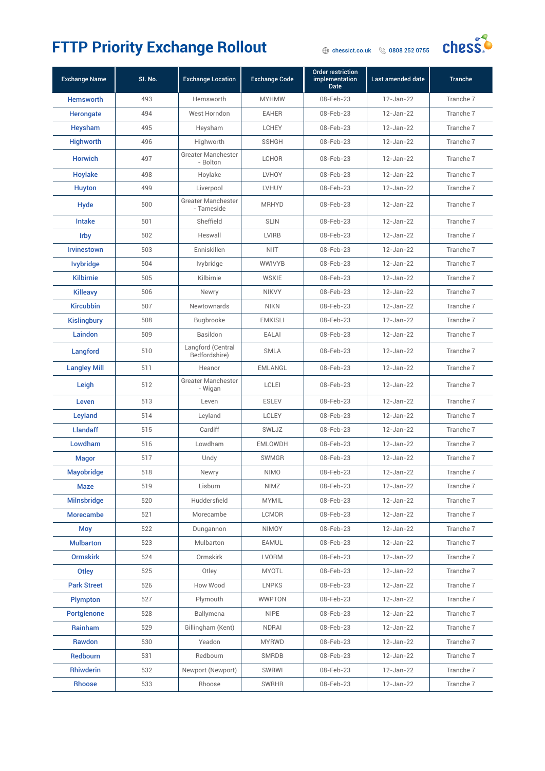# FTTP Priority Exchange Rollout

chessict.co.uk 0808 252 0755

| Exchange Name | Sl. No. | Exchange Location | Exchange Code | Order restriction implementation Date | Last amended date | Tranche |
|---|---|---|---|---|---|---|
| Hemsworth | 493 | Hemsworth | MYHMW | 08-Feb-23 | 12-Jan-22 | Tranche 7 |
| Herongate | 494 | West Horndon | EAHER | 08-Feb-23 | 12-Jan-22 | Tranche 7 |
| Heysham | 495 | Heysham | LCHEY | 08-Feb-23 | 12-Jan-22 | Tranche 7 |
| Highworth | 496 | Highworth | SSHGH | 08-Feb-23 | 12-Jan-22 | Tranche 7 |
| Horwich | 497 | Greater Manchester - Bolton | LCHOR | 08-Feb-23 | 12-Jan-22 | Tranche 7 |
| Hoylake | 498 | Hoylake | LVHOY | 08-Feb-23 | 12-Jan-22 | Tranche 7 |
| Huyton | 499 | Liverpool | LVHUY | 08-Feb-23 | 12-Jan-22 | Tranche 7 |
| Hyde | 500 | Greater Manchester - Tameside | MRHYD | 08-Feb-23 | 12-Jan-22 | Tranche 7 |
| Intake | 501 | Sheffield | SLIN | 08-Feb-23 | 12-Jan-22 | Tranche 7 |
| Irby | 502 | Heswall | LVIRB | 08-Feb-23 | 12-Jan-22 | Tranche 7 |
| Irvinestown | 503 | Enniskillen | NIIT | 08-Feb-23 | 12-Jan-22 | Tranche 7 |
| Ivybridge | 504 | Ivybridge | WWIVYB | 08-Feb-23 | 12-Jan-22 | Tranche 7 |
| Kilbirnie | 505 | Kilbirnie | WSKIE | 08-Feb-23 | 12-Jan-22 | Tranche 7 |
| Killeavy | 506 | Newry | NIKVY | 08-Feb-23 | 12-Jan-22 | Tranche 7 |
| Kircubbin | 507 | Newtownards | NIKN | 08-Feb-23 | 12-Jan-22 | Tranche 7 |
| Kislingbury | 508 | Bugbrooke | EMKISLI | 08-Feb-23 | 12-Jan-22 | Tranche 7 |
| Laindon | 509 | Basildon | EALAI | 08-Feb-23 | 12-Jan-22 | Tranche 7 |
| Langford | 510 | Langford (Central Bedfordshire) | SMLA | 08-Feb-23 | 12-Jan-22 | Tranche 7 |
| Langley Mill | 511 | Heanor | EMLANGL | 08-Feb-23 | 12-Jan-22 | Tranche 7 |
| Leigh | 512 | Greater Manchester - Wigan | LCLEI | 08-Feb-23 | 12-Jan-22 | Tranche 7 |
| Leven | 513 | Leven | ESLEV | 08-Feb-23 | 12-Jan-22 | Tranche 7 |
| Leyland | 514 | Leyland | LCLEY | 08-Feb-23 | 12-Jan-22 | Tranche 7 |
| Llandaff | 515 | Cardiff | SWLJZ | 08-Feb-23 | 12-Jan-22 | Tranche 7 |
| Lowdham | 516 | Lowdham | EMLOWDH | 08-Feb-23 | 12-Jan-22 | Tranche 7 |
| Magor | 517 | Undy | SWMGR | 08-Feb-23 | 12-Jan-22 | Tranche 7 |
| Mayobridge | 518 | Newry | NIMO | 08-Feb-23 | 12-Jan-22 | Tranche 7 |
| Maze | 519 | Lisburn | NIMZ | 08-Feb-23 | 12-Jan-22 | Tranche 7 |
| Milnsbridge | 520 | Huddersfield | MYMIL | 08-Feb-23 | 12-Jan-22 | Tranche 7 |
| Morecambe | 521 | Morecambe | LCMOR | 08-Feb-23 | 12-Jan-22 | Tranche 7 |
| Moy | 522 | Dungannon | NIMOY | 08-Feb-23 | 12-Jan-22 | Tranche 7 |
| Mulbarton | 523 | Mulbarton | EAMUL | 08-Feb-23 | 12-Jan-22 | Tranche 7 |
| Ormskirk | 524 | Ormskirk | LVORM | 08-Feb-23 | 12-Jan-22 | Tranche 7 |
| Otley | 525 | Otley | MYOTL | 08-Feb-23 | 12-Jan-22 | Tranche 7 |
| Park Street | 526 | How Wood | LNPKS | 08-Feb-23 | 12-Jan-22 | Tranche 7 |
| Plympton | 527 | Plymouth | WWPTON | 08-Feb-23 | 12-Jan-22 | Tranche 7 |
| Portglenone | 528 | Ballymena | NIPE | 08-Feb-23 | 12-Jan-22 | Tranche 7 |
| Rainham | 529 | Gillingham (Kent) | NDRAI | 08-Feb-23 | 12-Jan-22 | Tranche 7 |
| Rawdon | 530 | Yeadon | MYRWD | 08-Feb-23 | 12-Jan-22 | Tranche 7 |
| Redbourn | 531 | Redbourn | SMRDB | 08-Feb-23 | 12-Jan-22 | Tranche 7 |
| Rhiwderin | 532 | Newport (Newport) | SWRWI | 08-Feb-23 | 12-Jan-22 | Tranche 7 |
| Rhoose | 533 | Rhoose | SWRHR | 08-Feb-23 | 12-Jan-22 | Tranche 7 |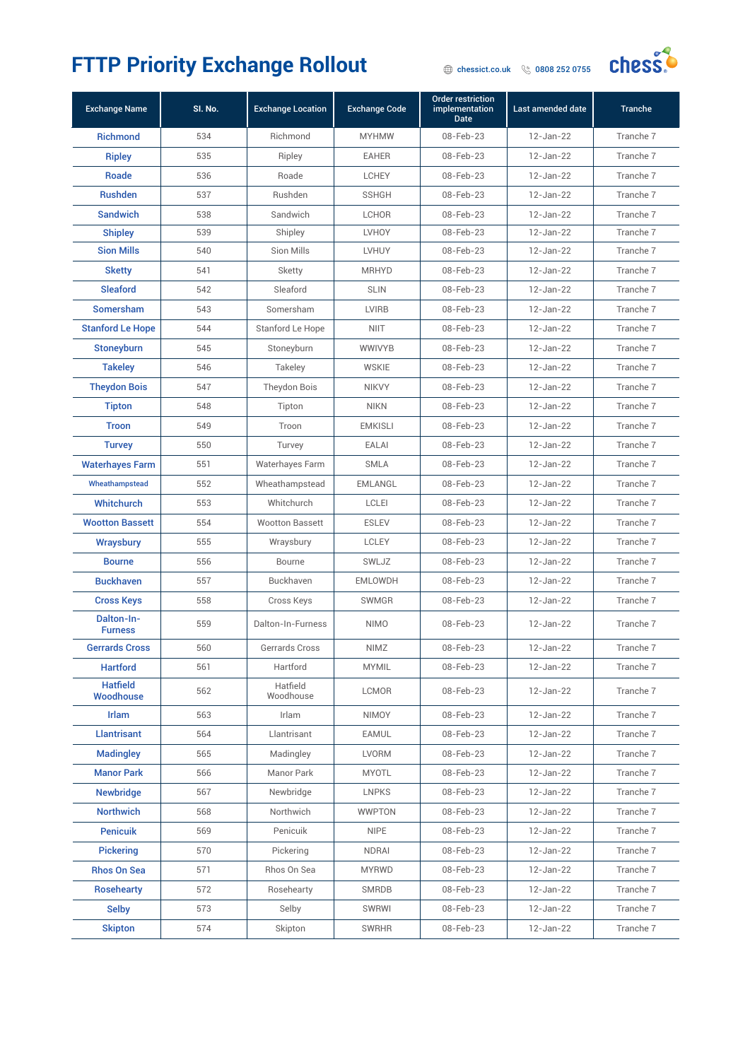# FTTP Priority Exchange Rollout

chessict.co.uk 0808 252 0755

| Exchange Name | Sl. No. | Exchange Location | Exchange Code | Order restriction implementation Date | Last amended date | Tranche |
|---|---|---|---|---|---|---|
| Richmond | 534 | Richmond | MYHMW | 08-Feb-23 | 12-Jan-22 | Tranche 7 |
| Ripley | 535 | Ripley | EAHER | 08-Feb-23 | 12-Jan-22 | Tranche 7 |
| Roade | 536 | Roade | LCHEY | 08-Feb-23 | 12-Jan-22 | Tranche 7 |
| Rushden | 537 | Rushden | SSHGH | 08-Feb-23 | 12-Jan-22 | Tranche 7 |
| Sandwich | 538 | Sandwich | LCHOR | 08-Feb-23 | 12-Jan-22 | Tranche 7 |
| Shipley | 539 | Shipley | LVHOY | 08-Feb-23 | 12-Jan-22 | Tranche 7 |
| Sion Mills | 540 | Sion Mills | LVHUY | 08-Feb-23 | 12-Jan-22 | Tranche 7 |
| Sketty | 541 | Sketty | MRHYD | 08-Feb-23 | 12-Jan-22 | Tranche 7 |
| Sleaford | 542 | Sleaford | SLIN | 08-Feb-23 | 12-Jan-22 | Tranche 7 |
| Somersham | 543 | Somersham | LVIRB | 08-Feb-23 | 12-Jan-22 | Tranche 7 |
| Stanford Le Hope | 544 | Stanford Le Hope | NIIT | 08-Feb-23 | 12-Jan-22 | Tranche 7 |
| Stoneyburn | 545 | Stoneyburn | WWIVYB | 08-Feb-23 | 12-Jan-22 | Tranche 7 |
| Takeley | 546 | Takeley | WSKIE | 08-Feb-23 | 12-Jan-22 | Tranche 7 |
| Theydon Bois | 547 | Theydon Bois | NIKVY | 08-Feb-23 | 12-Jan-22 | Tranche 7 |
| Tipton | 548 | Tipton | NIKN | 08-Feb-23 | 12-Jan-22 | Tranche 7 |
| Troon | 549 | Troon | EMKISLI | 08-Feb-23 | 12-Jan-22 | Tranche 7 |
| Turvey | 550 | Turvey | EALAI | 08-Feb-23 | 12-Jan-22 | Tranche 7 |
| Waterhayes Farm | 551 | Waterhayes Farm | SMLA | 08-Feb-23 | 12-Jan-22 | Tranche 7 |
| Wheathampstead | 552 | Wheathampstead | EMLANGL | 08-Feb-23 | 12-Jan-22 | Tranche 7 |
| Whitchurch | 553 | Whitchurch | LCLEI | 08-Feb-23 | 12-Jan-22 | Tranche 7 |
| Wootton Bassett | 554 | Wootton Bassett | ESLEV | 08-Feb-23 | 12-Jan-22 | Tranche 7 |
| Wraysbury | 555 | Wraysbury | LCLEY | 08-Feb-23 | 12-Jan-22 | Tranche 7 |
| Bourne | 556 | Bourne | SWLJZ | 08-Feb-23 | 12-Jan-22 | Tranche 7 |
| Buckhaven | 557 | Buckhaven | EMLOWDH | 08-Feb-23 | 12-Jan-22 | Tranche 7 |
| Cross Keys | 558 | Cross Keys | SWMGR | 08-Feb-23 | 12-Jan-22 | Tranche 7 |
| Dalton-In-Furness | 559 | Dalton-In-Furness | NIMO | 08-Feb-23 | 12-Jan-22 | Tranche 7 |
| Gerrards Cross | 560 | Gerrards Cross | NIMZ | 08-Feb-23 | 12-Jan-22 | Tranche 7 |
| Hartford | 561 | Hartford | MYMIL | 08-Feb-23 | 12-Jan-22 | Tranche 7 |
| Hatfield Woodhouse | 562 | Hatfield Woodhouse | LCMOR | 08-Feb-23 | 12-Jan-22 | Tranche 7 |
| Irlam | 563 | Irlam | NIMOY | 08-Feb-23 | 12-Jan-22 | Tranche 7 |
| Llantrisant | 564 | Llantrisant | EAMUL | 08-Feb-23 | 12-Jan-22 | Tranche 7 |
| Madingley | 565 | Madingley | LVORM | 08-Feb-23 | 12-Jan-22 | Tranche 7 |
| Manor Park | 566 | Manor Park | MYOTL | 08-Feb-23 | 12-Jan-22 | Tranche 7 |
| Newbridge | 567 | Newbridge | LNPKS | 08-Feb-23 | 12-Jan-22 | Tranche 7 |
| Northwich | 568 | Northwich | WWPTON | 08-Feb-23 | 12-Jan-22 | Tranche 7 |
| Penicuik | 569 | Penicuik | NIPE | 08-Feb-23 | 12-Jan-22 | Tranche 7 |
| Pickering | 570 | Pickering | NDRAI | 08-Feb-23 | 12-Jan-22 | Tranche 7 |
| Rhos On Sea | 571 | Rhos On Sea | MYRWD | 08-Feb-23 | 12-Jan-22 | Tranche 7 |
| Rosehearty | 572 | Rosehearty | SMRDB | 08-Feb-23 | 12-Jan-22 | Tranche 7 |
| Selby | 573 | Selby | SWRWI | 08-Feb-23 | 12-Jan-22 | Tranche 7 |
| Skipton | 574 | Skipton | SWRHR | 08-Feb-23 | 12-Jan-22 | Tranche 7 |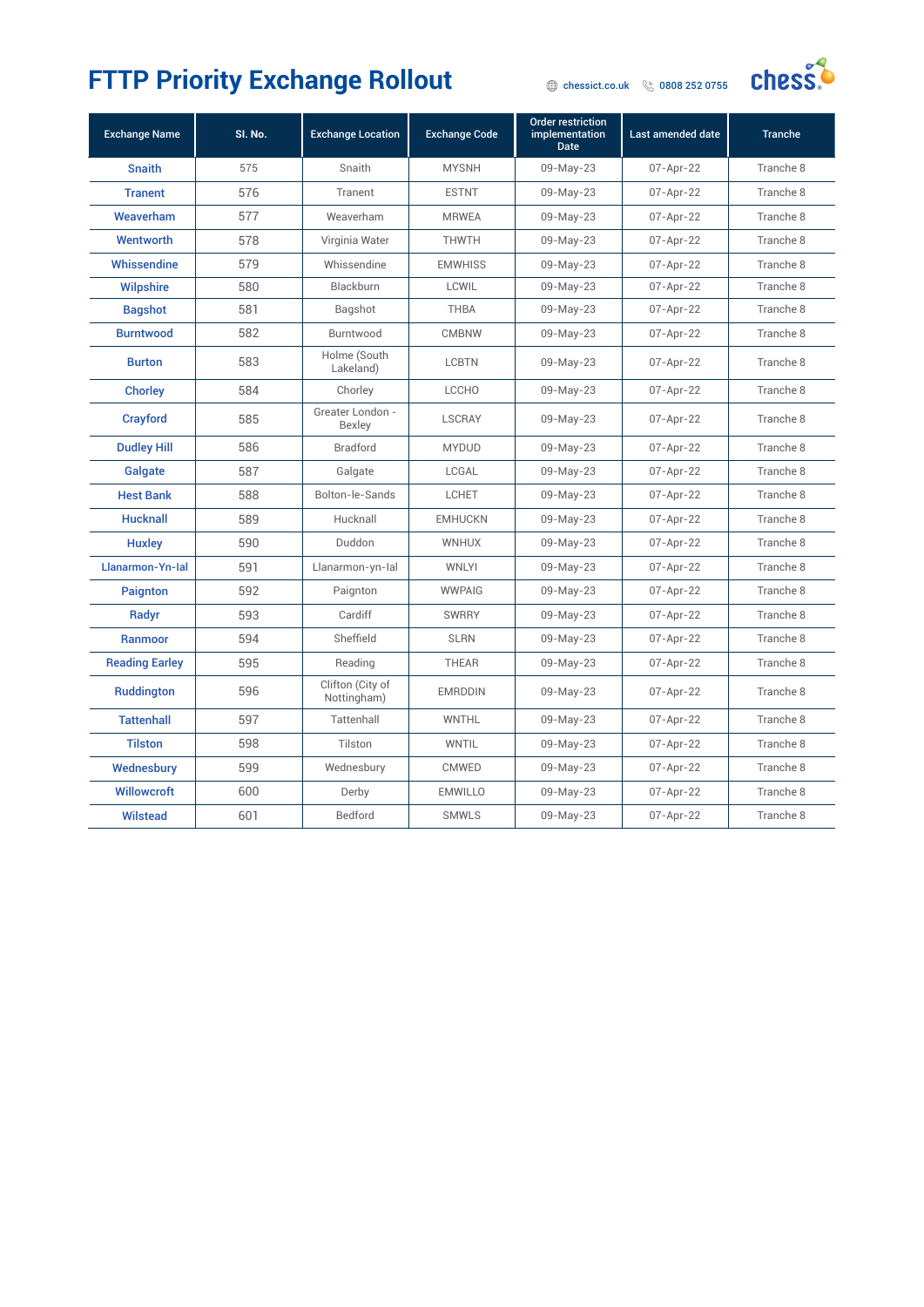# FTTP Priority Exchange Rollout

chessict.co.uk 0808 252 0755

| Exchange Name | Sl. No. | Exchange Location | Exchange Code | Order restriction implementation Date | Last amended date | Tranche |
|---|---|---|---|---|---|---|
| Snaith | 575 | Snaith | MYSNH | 09-May-23 | 07-Apr-22 | Tranche 8 |
| Tranent | 576 | Tranent | ESTNT | 09-May-23 | 07-Apr-22 | Tranche 8 |
| Weaverham | 577 | Weaverham | MRWEA | 09-May-23 | 07-Apr-22 | Tranche 8 |
| Wentworth | 578 | Virginia Water | THWTH | 09-May-23 | 07-Apr-22 | Tranche 8 |
| Whissendine | 579 | Whissendine | EMWHISS | 09-May-23 | 07-Apr-22 | Tranche 8 |
| Wilpshire | 580 | Blackburn | LCWIL | 09-May-23 | 07-Apr-22 | Tranche 8 |
| Bagshot | 581 | Bagshot | THBA | 09-May-23 | 07-Apr-22 | Tranche 8 |
| Burntwood | 582 | Burntwood | CMBNW | 09-May-23 | 07-Apr-22 | Tranche 8 |
| Burton | 583 | Holme (South Lakeland) | LCBTN | 09-May-23 | 07-Apr-22 | Tranche 8 |
| Chorley | 584 | Chorley | LCCHO | 09-May-23 | 07-Apr-22 | Tranche 8 |
| Crayford | 585 | Greater London - Bexley | LSCRAY | 09-May-23 | 07-Apr-22 | Tranche 8 |
| Dudley Hill | 586 | Bradford | MYDUD | 09-May-23 | 07-Apr-22 | Tranche 8 |
| Galgate | 587 | Galgate | LCGAL | 09-May-23 | 07-Apr-22 | Tranche 8 |
| Hest Bank | 588 | Bolton-le-Sands | LCHET | 09-May-23 | 07-Apr-22 | Tranche 8 |
| Hucknall | 589 | Hucknall | EMHUCKN | 09-May-23 | 07-Apr-22 | Tranche 8 |
| Huxley | 590 | Duddon | WNHUX | 09-May-23 | 07-Apr-22 | Tranche 8 |
| Llanarmon-Yn-Ial | 591 | Llanarmon-yn-Ial | WNLYI | 09-May-23 | 07-Apr-22 | Tranche 8 |
| Paignton | 592 | Paignton | WWPAIG | 09-May-23 | 07-Apr-22 | Tranche 8 |
| Radyr | 593 | Cardiff | SWRRY | 09-May-23 | 07-Apr-22 | Tranche 8 |
| Ranmoor | 594 | Sheffield | SLRN | 09-May-23 | 07-Apr-22 | Tranche 8 |
| Reading Earley | 595 | Reading | THEAR | 09-May-23 | 07-Apr-22 | Tranche 8 |
| Ruddington | 596 | Clifton (City of Nottingham) | EMRDDIN | 09-May-23 | 07-Apr-22 | Tranche 8 |
| Tattenhall | 597 | Tattenhall | WNTHL | 09-May-23 | 07-Apr-22 | Tranche 8 |
| Tilston | 598 | Tilston | WNTIL | 09-May-23 | 07-Apr-22 | Tranche 8 |
| Wednesbury | 599 | Wednesbury | CMWED | 09-May-23 | 07-Apr-22 | Tranche 8 |
| Willowcroft | 600 | Derby | EMWILLO | 09-May-23 | 07-Apr-22 | Tranche 8 |
| Wilstead | 601 | Bedford | SMWLS | 09-May-23 | 07-Apr-22 | Tranche 8 |